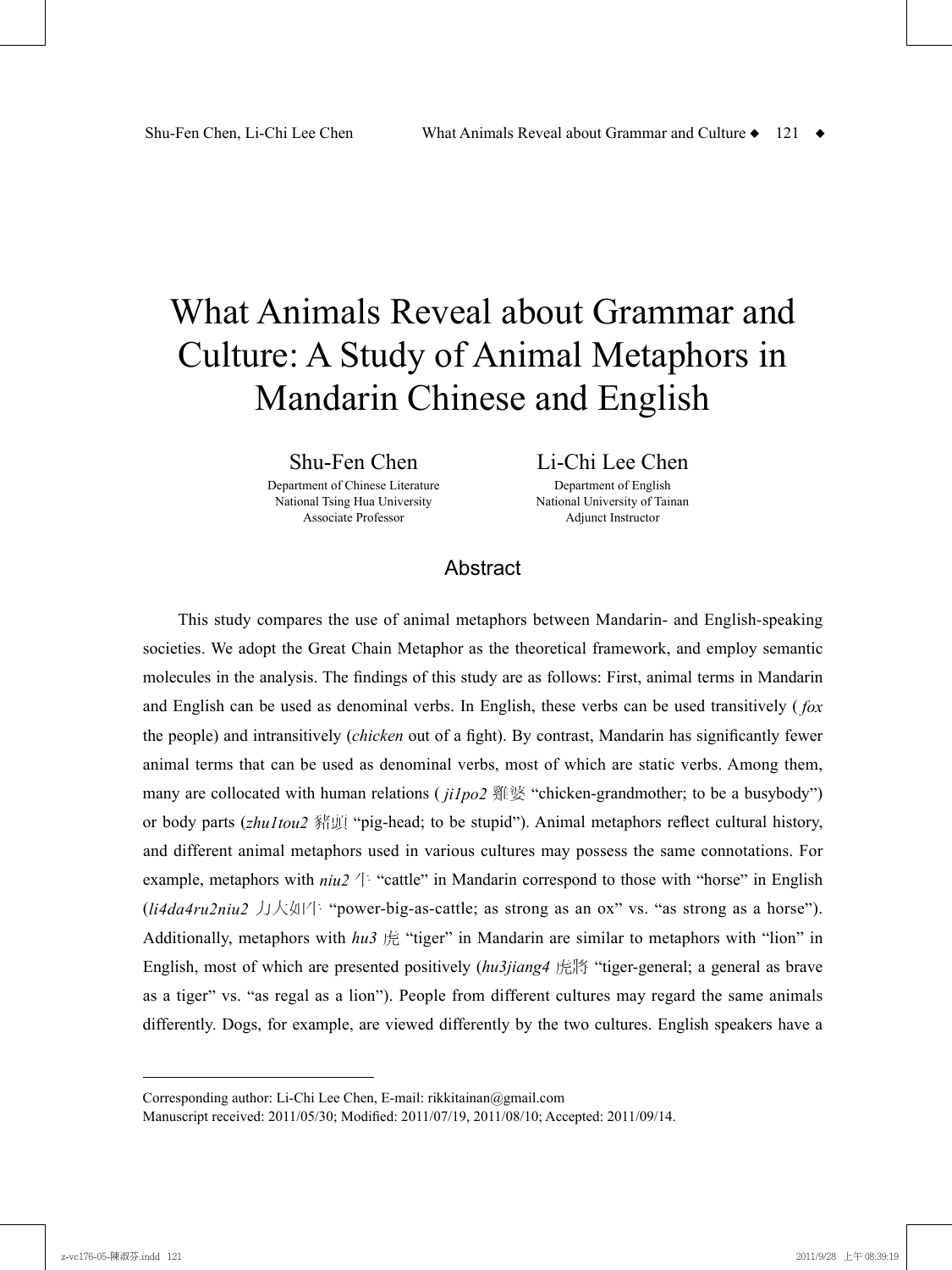# What Animals Reveal about Grammar and Culture: A Study of Animal Metaphors in Mandarin Chinese and English

**Shu-Fen Chen**
Department of Chinese Literature
National Tsing Hua University
Associate Professor

**Li-Chi Lee Chen**
Department of English
National University of Tainan
Adjunct Instructor

## Abstract

This study compares the use of animal metaphors between Mandarin- and English-speaking societies. We adopt the Great Chain Metaphor as the theoretical framework, and employ semantic molecules in the analysis. The findings of this study are as follows: First, animal terms in Mandarin and English can be used as denominal verbs. In English, these verbs can be used transitively (*fox* the people) and intransitively (*chicken* out of a fight). By contrast, Mandarin has significantly fewer animal terms that can be used as denominal verbs, most of which are static verbs. Among them, many are collocated with human relations (*ji1po2* 雞婆 "chicken-grandmother; to be a busybody") or body parts (*zhu1tou2* 豬頭 "pig-head; to be stupid"). Animal metaphors reflect cultural history, and different animal metaphors used in various cultures may possess the same connotations. For example, metaphors with *niu2* 牛 "cattle" in Mandarin correspond to those with "horse" in English (*li4da4ru2niu2* 力大如牛 "power-big-as-cattle; as strong as an ox" vs. "as strong as a horse"). Additionally, metaphors with *hu3* 虎 "tiger" in Mandarin are similar to metaphors with "lion" in English, most of which are presented positively (*hu3jiang4* 虎將 "tiger-general; a general as brave as a tiger" vs. "as regal as a lion"). People from different cultures may regard the same animals differently. Dogs, for example, are viewed differently by the two cultures. English speakers have a

---

Corresponding author: Li-Chi Lee Chen, E-mail: rikkitainan@gmail.com
Manuscript received: 2011/05/30; Modified: 2011/07/19, 2011/08/10; Accepted: 2011/09/14.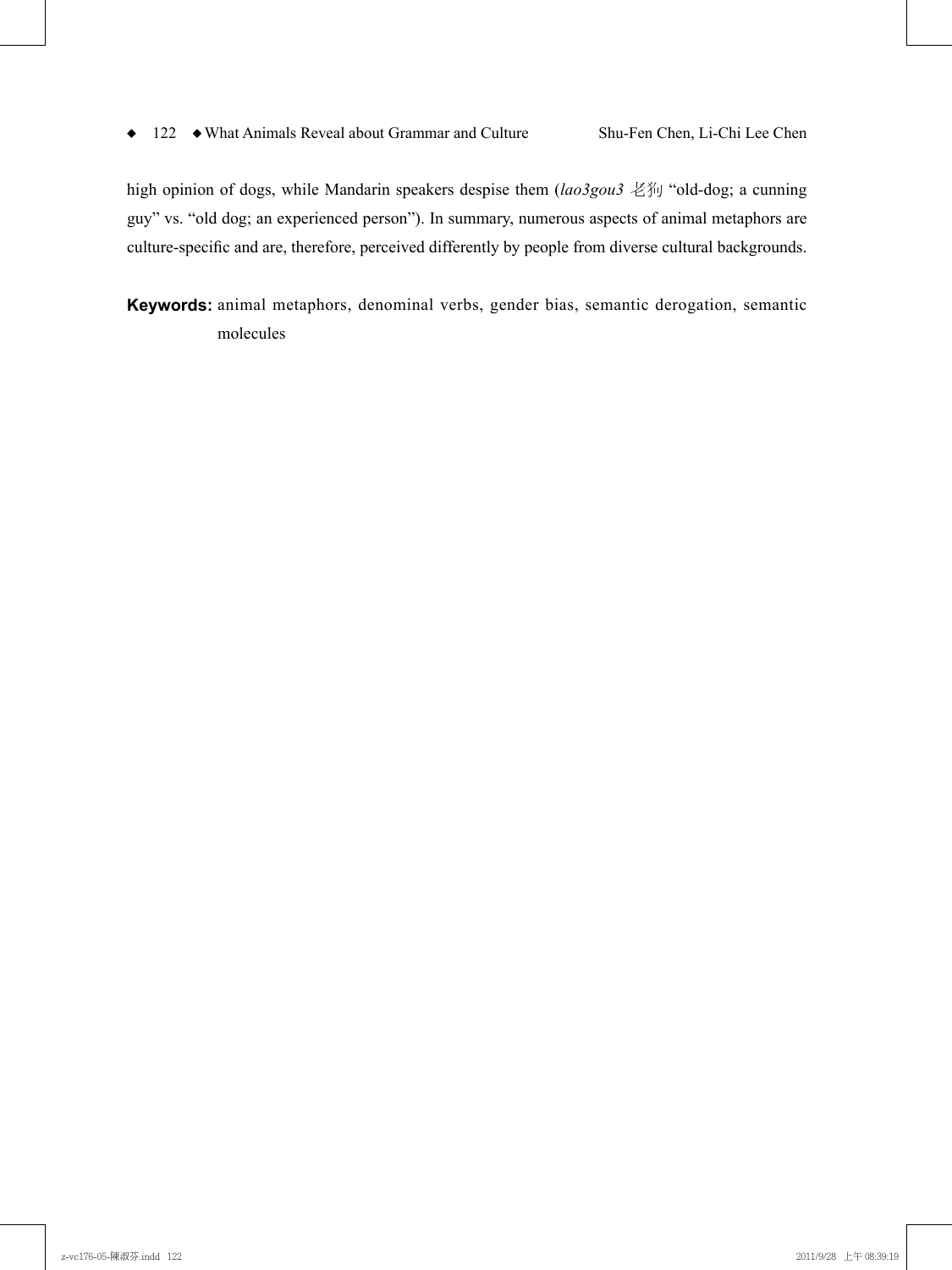high opinion of dogs, while Mandarin speakers despise them (*lao3gou3* 老狗 "old-dog; a cunning guy" vs. "old dog; an experienced person"). In summary, numerous aspects of animal metaphors are culture-specific and are, therefore, perceived differently by people from diverse cultural backgrounds.

**Keywords:** animal metaphors, denominal verbs, gender bias, semantic derogation, semantic molecules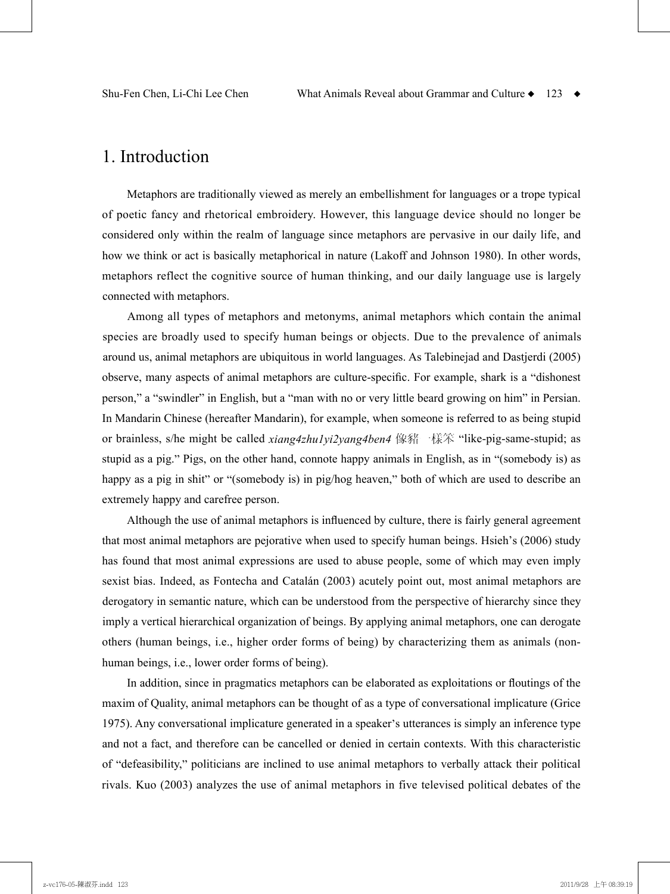# 1. Introduction

Metaphors are traditionally viewed as merely an embellishment for languages or a trope typical of poetic fancy and rhetorical embroidery. However, this language device should no longer be considered only within the realm of language since metaphors are pervasive in our daily life, and how we think or act is basically metaphorical in nature (Lakoff and Johnson 1980). In other words, metaphors reflect the cognitive source of human thinking, and our daily language use is largely connected with metaphors.

Among all types of metaphors and metonyms, animal metaphors which contain the animal species are broadly used to specify human beings or objects. Due to the prevalence of animals around us, animal metaphors are ubiquitous in world languages. As Talebinejad and Dastjerdi (2005) observe, many aspects of animal metaphors are culture-specific. For example, shark is a "dishonest person," a "swindler" in English, but a "man with no or very little beard growing on him" in Persian. In Mandarin Chinese (hereafter Mandarin), for example, when someone is referred to as being stupid or brainless, s/he might be called *xiang4zhu1yi2yang4ben4* 像豬一樣笨 "like-pig-same-stupid; as stupid as a pig." Pigs, on the other hand, connote happy animals in English, as in "(somebody is) as happy as a pig in shit" or "(somebody is) in pig/hog heaven," both of which are used to describe an extremely happy and carefree person.

Although the use of animal metaphors is influenced by culture, there is fairly general agreement that most animal metaphors are pejorative when used to specify human beings. Hsieh's (2006) study has found that most animal expressions are used to abuse people, some of which may even imply sexist bias. Indeed, as Fontecha and Catalán (2003) acutely point out, most animal metaphors are derogatory in semantic nature, which can be understood from the perspective of hierarchy since they imply a vertical hierarchical organization of beings. By applying animal metaphors, one can derogate others (human beings, i.e., higher order forms of being) by characterizing them as animals (non-human beings, i.e., lower order forms of being).

In addition, since in pragmatics metaphors can be elaborated as exploitations or floutings of the maxim of Quality, animal metaphors can be thought of as a type of conversational implicature (Grice 1975). Any conversational implicature generated in a speaker's utterances is simply an inference type and not a fact, and therefore can be cancelled or denied in certain contexts. With this characteristic of "defeasibility," politicians are inclined to use animal metaphors to verbally attack their political rivals. Kuo (2003) analyzes the use of animal metaphors in five televised political debates of the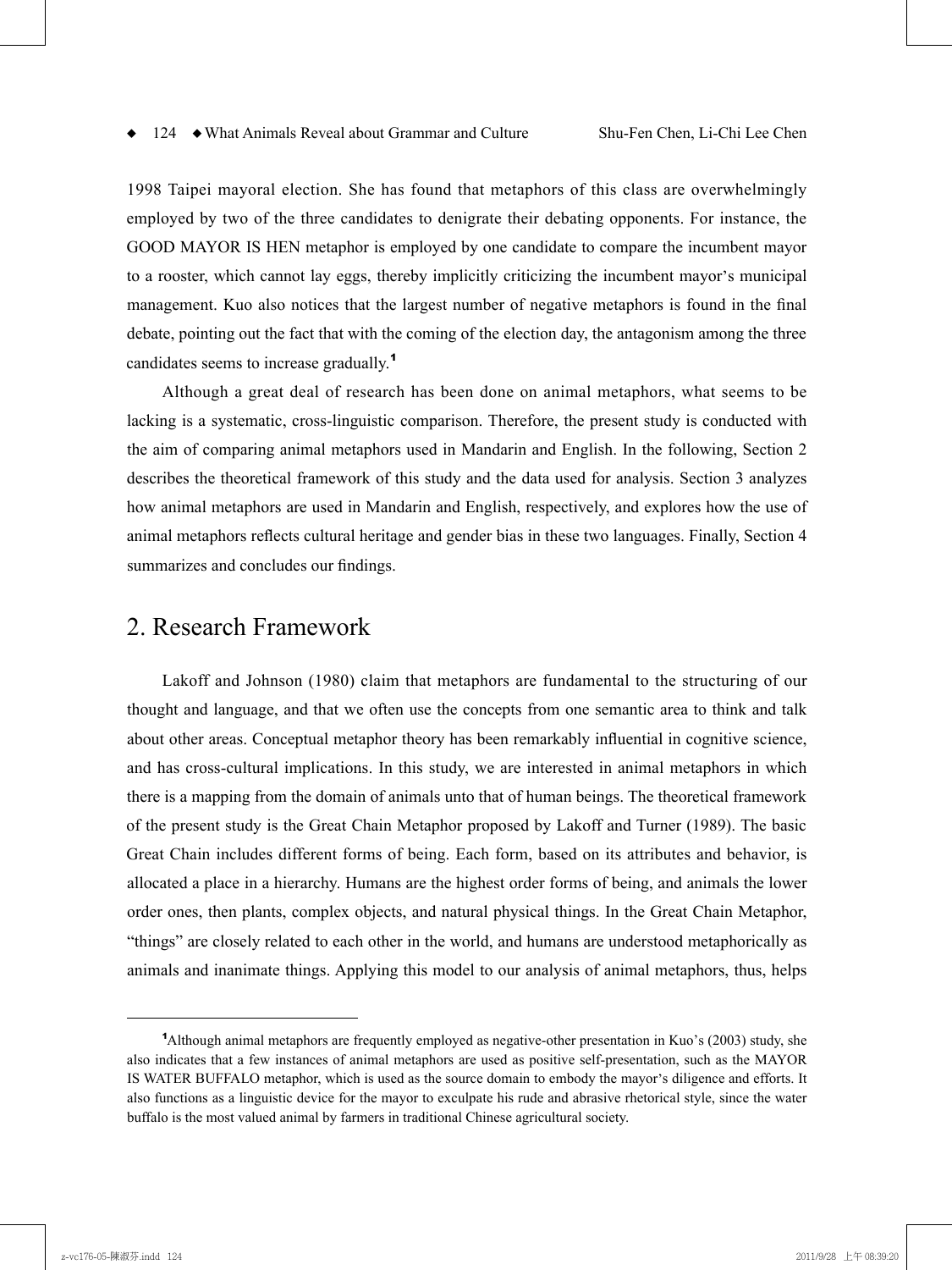1998 Taipei mayoral election. She has found that metaphors of this class are overwhelmingly employed by two of the three candidates to denigrate their debating opponents. For instance, the GOOD MAYOR IS HEN metaphor is employed by one candidate to compare the incumbent mayor to a rooster, which cannot lay eggs, thereby implicitly criticizing the incumbent mayor's municipal management. Kuo also notices that the largest number of negative metaphors is found in the final debate, pointing out the fact that with the coming of the election day, the antagonism among the three candidates seems to increase gradually.[1]

Although a great deal of research has been done on animal metaphors, what seems to be lacking is a systematic, cross-linguistic comparison. Therefore, the present study is conducted with the aim of comparing animal metaphors used in Mandarin and English. In the following, Section 2 describes the theoretical framework of this study and the data used for analysis. Section 3 analyzes how animal metaphors are used in Mandarin and English, respectively, and explores how the use of animal metaphors reflects cultural heritage and gender bias in these two languages. Finally, Section 4 summarizes and concludes our findings.

## 2. Research Framework

Lakoff and Johnson (1980) claim that metaphors are fundamental to the structuring of our thought and language, and that we often use the concepts from one semantic area to think and talk about other areas. Conceptual metaphor theory has been remarkably influential in cognitive science, and has cross-cultural implications. In this study, we are interested in animal metaphors in which there is a mapping from the domain of animals unto that of human beings. The theoretical framework of the present study is the Great Chain Metaphor proposed by Lakoff and Turner (1989). The basic Great Chain includes different forms of being. Each form, based on its attributes and behavior, is allocated a place in a hierarchy. Humans are the highest order forms of being, and animals the lower order ones, then plants, complex objects, and natural physical things. In the Great Chain Metaphor, "things" are closely related to each other in the world, and humans are understood metaphorically as animals and inanimate things. Applying this model to our analysis of animal metaphors, thus, helps

---

[1] Although animal metaphors are frequently employed as negative-other presentation in Kuo's (2003) study, she also indicates that a few instances of animal metaphors are used as positive self-presentation, such as the MAYOR IS WATER BUFFALO metaphor, which is used as the source domain to embody the mayor's diligence and efforts. It also functions as a linguistic device for the mayor to exculpate his rude and abrasive rhetorical style, since the water buffalo is the most valued animal by farmers in traditional Chinese agricultural society.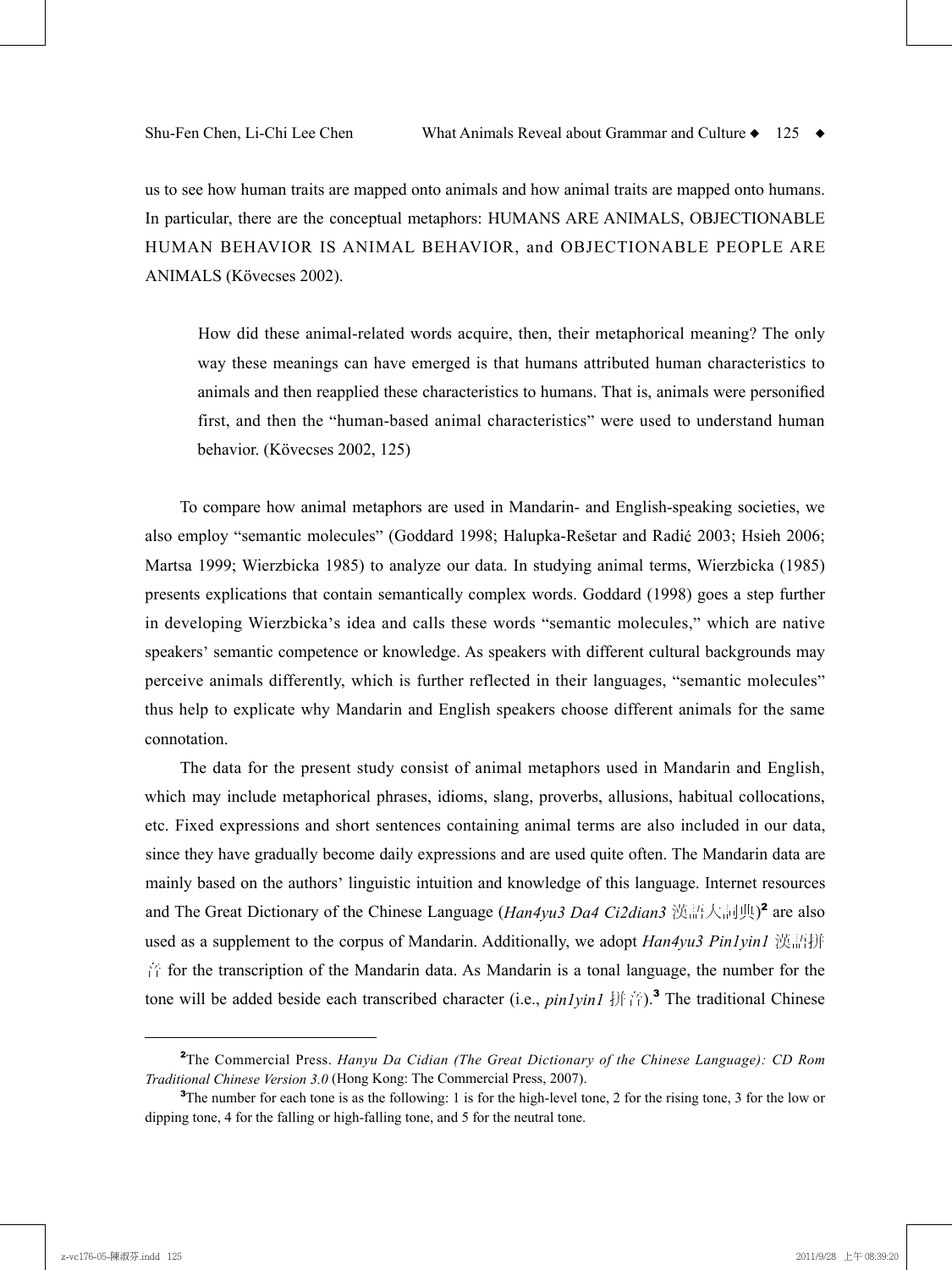us to see how human traits are mapped onto animals and how animal traits are mapped onto humans. In particular, there are the conceptual metaphors: HUMANS ARE ANIMALS, OBJECTIONABLE HUMAN BEHAVIOR IS ANIMAL BEHAVIOR, and OBJECTIONABLE PEOPLE ARE ANIMALS (Kövecses 2002).

> How did these animal-related words acquire, then, their metaphorical meaning? The only way these meanings can have emerged is that humans attributed human characteristics to animals and then reapplied these characteristics to humans. That is, animals were personified first, and then the "human-based animal characteristics" were used to understand human behavior. (Kövecses 2002, 125)

To compare how animal metaphors are used in Mandarin- and English-speaking societies, we also employ "semantic molecules" (Goddard 1998; Halupka-Rešetar and Radić 2003; Hsieh 2006; Martsa 1999; Wierzbicka 1985) to analyze our data. In studying animal terms, Wierzbicka (1985) presents explications that contain semantically complex words. Goddard (1998) goes a step further in developing Wierzbicka's idea and calls these words "semantic molecules," which are native speakers' semantic competence or knowledge. As speakers with different cultural backgrounds may perceive animals differently, which is further reflected in their languages, "semantic molecules" thus help to explicate why Mandarin and English speakers choose different animals for the same connotation.

The data for the present study consist of animal metaphors used in Mandarin and English, which may include metaphorical phrases, idioms, slang, proverbs, allusions, habitual collocations, etc. Fixed expressions and short sentences containing animal terms are also included in our data, since they have gradually become daily expressions and are used quite often. The Mandarin data are mainly based on the authors' linguistic intuition and knowledge of this language. Internet resources and The Great Dictionary of the Chinese Language (*Han4yu3 Da4 Ci2dian3* 漢語大詞典)[2] are also used as a supplement to the corpus of Mandarin. Additionally, we adopt *Han4yu3 Pin1yin1* 漢語拼音 for the transcription of the Mandarin data. As Mandarin is a tonal language, the number for the tone will be added beside each transcribed character (i.e., *pin1yin1* 拼音).[3] The traditional Chinese

---

[2]The Commercial Press. *Hanyu Da Cidian (The Great Dictionary of the Chinese Language): CD Rom Traditional Chinese Version 3.0* (Hong Kong: The Commercial Press, 2007).

[3]The number for each tone is as the following: 1 is for the high-level tone, 2 for the rising tone, 3 for the low or dipping tone, 4 for the falling or high-falling tone, and 5 for the neutral tone.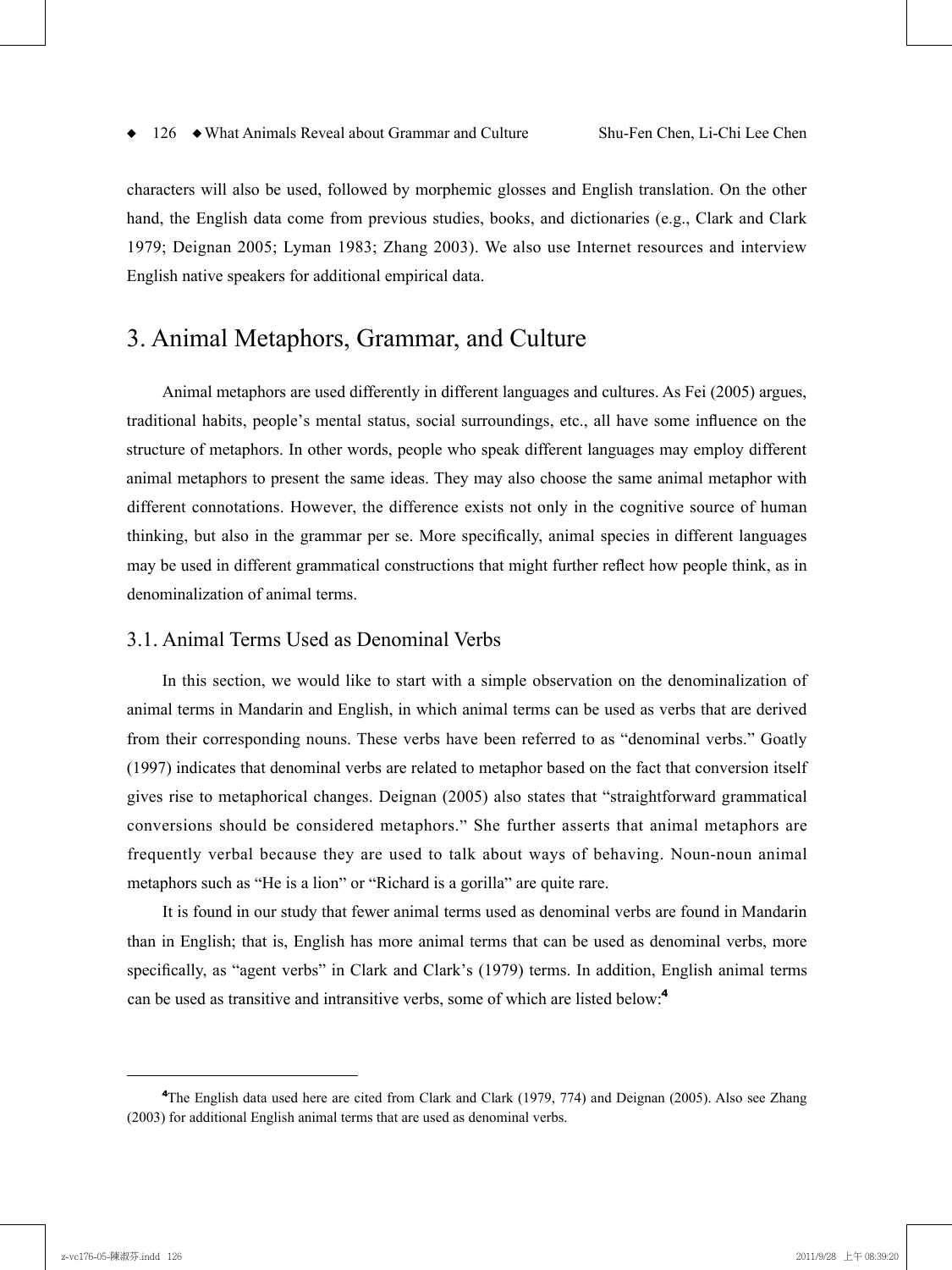characters will also be used, followed by morphemic glosses and English translation. On the other hand, the English data come from previous studies, books, and dictionaries (e.g., Clark and Clark 1979; Deignan 2005; Lyman 1983; Zhang 2003). We also use Internet resources and interview English native speakers for additional empirical data.

# 3. Animal Metaphors, Grammar, and Culture

Animal metaphors are used differently in different languages and cultures. As Fei (2005) argues, traditional habits, people's mental status, social surroundings, etc., all have some influence on the structure of metaphors. In other words, people who speak different languages may employ different animal metaphors to present the same ideas. They may also choose the same animal metaphor with different connotations. However, the difference exists not only in the cognitive source of human thinking, but also in the grammar per se. More specifically, animal species in different languages may be used in different grammatical constructions that might further reflect how people think, as in denominalization of animal terms.

## 3.1. Animal Terms Used as Denominal Verbs

In this section, we would like to start with a simple observation on the denominalization of animal terms in Mandarin and English, in which animal terms can be used as verbs that are derived from their corresponding nouns. These verbs have been referred to as "denominal verbs." Goatly (1997) indicates that denominal verbs are related to metaphor based on the fact that conversion itself gives rise to metaphorical changes. Deignan (2005) also states that "straightforward grammatical conversions should be considered metaphors." She further asserts that animal metaphors are frequently verbal because they are used to talk about ways of behaving. Noun-noun animal metaphors such as "He is a lion" or "Richard is a gorilla" are quite rare.

It is found in our study that fewer animal terms used as denominal verbs are found in Mandarin than in English; that is, English has more animal terms that can be used as denominal verbs, more specifically, as "agent verbs" in Clark and Clark's (1979) terms. In addition, English animal terms can be used as transitive and intransitive verbs, some of which are listed below:[4]

[4] The English data used here are cited from Clark and Clark (1979, 774) and Deignan (2005). Also see Zhang (2003) for additional English animal terms that are used as denominal verbs.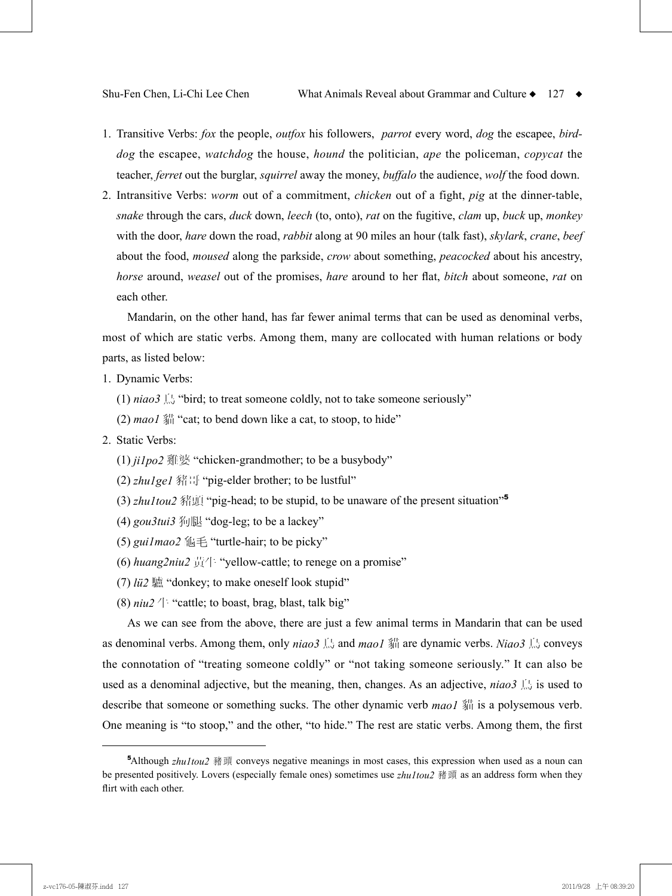1. Transitive Verbs: *fox* the people, *outfox* his followers, *parrot* every word, *dog* the escapee, *bird-dog* the escapee, *watchdog* the house, *hound* the politician, *ape* the policeman, *copycat* the teacher, *ferret* out the burglar, *squirrel* away the money, *buffalo* the audience, *wolf* the food down.
2. Intransitive Verbs: *worm* out of a commitment, *chicken* out of a fight, *pig* at the dinner-table, *snake* through the cars, *duck* down, *leech* (to, onto), *rat* on the fugitive, *clam* up, *buck* up, *monkey* with the door, *hare* down the road, *rabbit* along at 90 miles an hour (talk fast), *skylark*, *crane*, *beef* about the food, *moused* along the parkside, *crow* about something, *peacocked* about his ancestry, *horse* around, *weasel* out of the promises, *hare* around to her flat, *bitch* about someone, *rat* on each other.

Mandarin, on the other hand, has far fewer animal terms that can be used as denominal verbs, most of which are static verbs. Among them, many are collocated with human relations or body parts, as listed below:

1. Dynamic Verbs:
   (1) *niao3* 鳥 “bird; to treat someone coldly, not to take someone seriously”
   (2) *mao1* 貓 “cat; to bend down like a cat, to stoop, to hide”
2. Static Verbs:
   (1) *ji1po2* 雞婆 “chicken-grandmother; to be a busybody”
   (2) *zhu1ge1* 豬哥 “pig-elder brother; to be lustful”
   (3) *zhu1tou2* 豬頭 “pig-head; to be stupid, to be unaware of the present situation”[5]
   (4) *gou3tui3* 狗腿 “dog-leg; to be a lackey”
   (5) *gui1mao2* 龜毛 “turtle-hair; to be picky”
   (6) *huang2niu2* 黃牛 “yellow-cattle; to renege on a promise”
   (7) *lü2* 驢 “donkey; to make oneself look stupid”
   (8) *niu2* 牛 “cattle; to boast, brag, blast, talk big”

As we can see from the above, there are just a few animal terms in Mandarin that can be used as denominal verbs. Among them, only *niao3* 鳥 and *mao1* 貓 are dynamic verbs. *Niao3* 鳥 conveys the connotation of “treating someone coldly” or “not taking someone seriously.” It can also be used as a denominal adjective, but the meaning, then, changes. As an adjective, *niao3* 鳥 is used to describe that someone or something sucks. The other dynamic verb *mao1* 貓 is a polysemous verb. One meaning is “to stoop,” and the other, “to hide.” The rest are static verbs. Among them, the first

[5] Although *zhu1tou2* 豬頭 conveys negative meanings in most cases, this expression when used as a noun can be presented positively. Lovers (especially female ones) sometimes use *zhu1tou2* 豬頭 as an address form when they flirt with each other.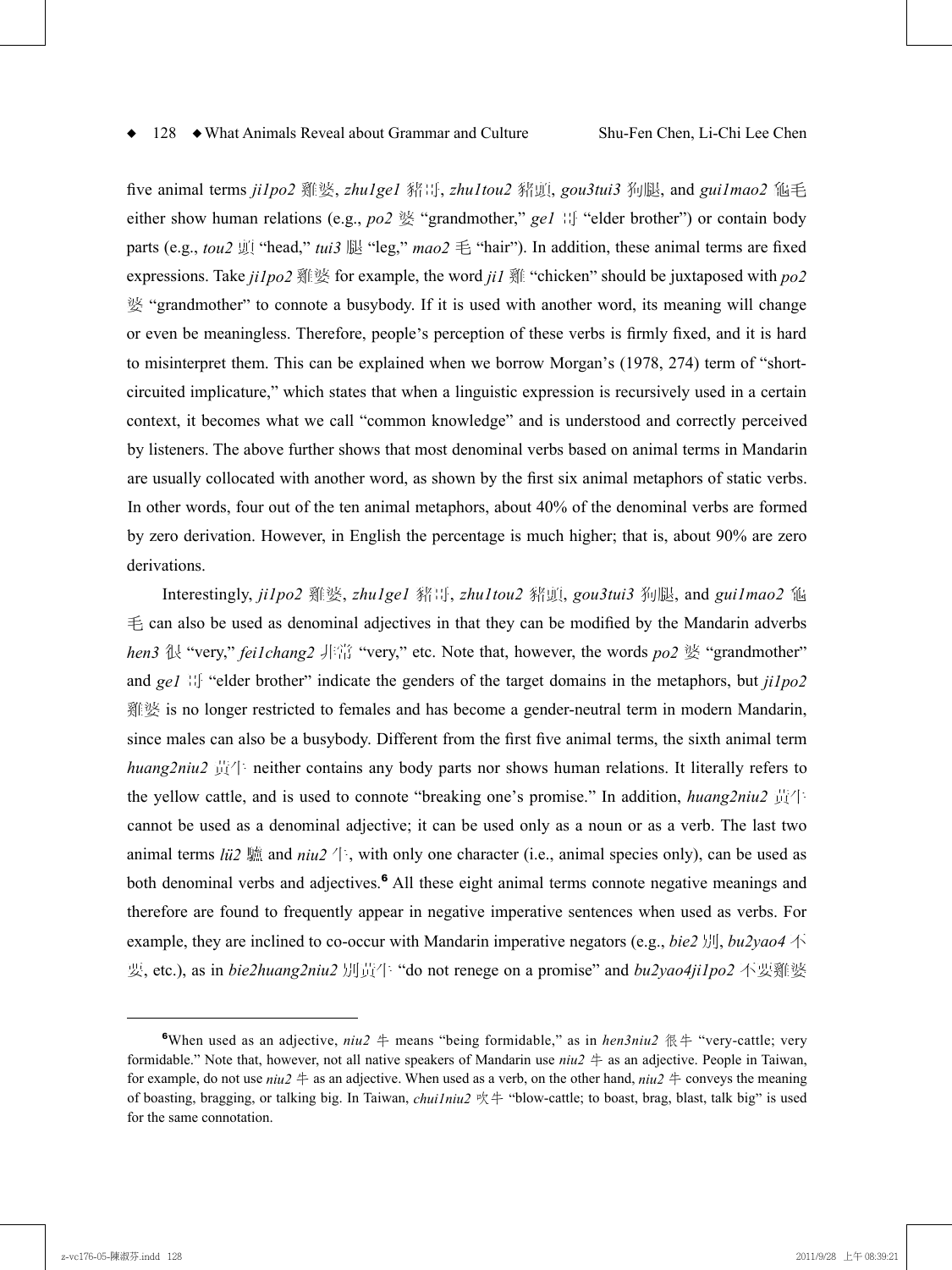five animal terms *ji1po2* 雞婆, *zhu1ge1* 豬哥, *zhu1tou2* 豬頭, *gou3tui3* 狗腿, and *gui1mao2* 龜毛 either show human relations (e.g., *po2* 婆 "grandmother," *ge1* 哥 "elder brother") or contain body parts (e.g., *tou2* 頭 "head," *tui3* 腿 "leg," *mao2* 毛 "hair"). In addition, these animal terms are fixed expressions. Take *ji1po2* 雞婆 for example, the word *ji1* 雞 "chicken" should be juxtaposed with *po2* 婆 "grandmother" to connote a busybody. If it is used with another word, its meaning will change or even be meaningless. Therefore, people's perception of these verbs is firmly fixed, and it is hard to misinterpret them. This can be explained when we borrow Morgan's (1978, 274) term of "short-circuited implicature," which states that when a linguistic expression is recursively used in a certain context, it becomes what we call "common knowledge" and is understood and correctly perceived by listeners. The above further shows that most denominal verbs based on animal terms in Mandarin are usually collocated with another word, as shown by the first six animal metaphors of static verbs. In other words, four out of the ten animal metaphors, about 40% of the denominal verbs are formed by zero derivation. However, in English the percentage is much higher; that is, about 90% are zero derivations.

Interestingly, *ji1po2* 雞婆, *zhu1ge1* 豬哥, *zhu1tou2* 豬頭, *gou3tui3* 狗腿, and *gui1mao2* 龜毛 can also be used as denominal adjectives in that they can be modified by the Mandarin adverbs *hen3* 很 "very," *fei1chang2* 非常 "very," etc. Note that, however, the words *po2* 婆 "grandmother" and *ge1* 哥 "elder brother" indicate the genders of the target domains in the metaphors, but *ji1po2* 雞婆 is no longer restricted to females and has become a gender-neutral term in modern Mandarin, since males can also be a busybody. Different from the first five animal terms, the sixth animal term *huang2niu2* 黃牛 neither contains any body parts nor shows human relations. It literally refers to the yellow cattle, and is used to connote "breaking one's promise." In addition, *huang2niu2* 黃牛 cannot be used as a denominal adjective; it can be used only as a noun or as a verb. The last two animal terms *lü2* 驢 and *niu2* 牛, with only one character (i.e., animal species only), can be used as both denominal verbs and adjectives.[6] All these eight animal terms connote negative meanings and therefore are found to frequently appear in negative imperative sentences when used as verbs. For example, they are inclined to co-occur with Mandarin imperative negators (e.g., *bie2* 別, *bu2yao4* 不要, etc.), as in *bie2huang2niu2* 別黃牛 "do not renege on a promise" and *bu2yao4ji1po2* 不要雞婆

---

[6]When used as an adjective, *niu2* 牛 means "being formidable," as in *hen3niu2* 很牛 "very-cattle; very formidable." Note that, however, not all native speakers of Mandarin use *niu2* 牛 as an adjective. People in Taiwan, for example, do not use *niu2* 牛 as an adjective. When used as a verb, on the other hand, *niu2* 牛 conveys the meaning of boasting, bragging, or talking big. In Taiwan, *chui1niu2* 吹牛 "blow-cattle; to boast, brag, blast, talk big" is used for the same connotation.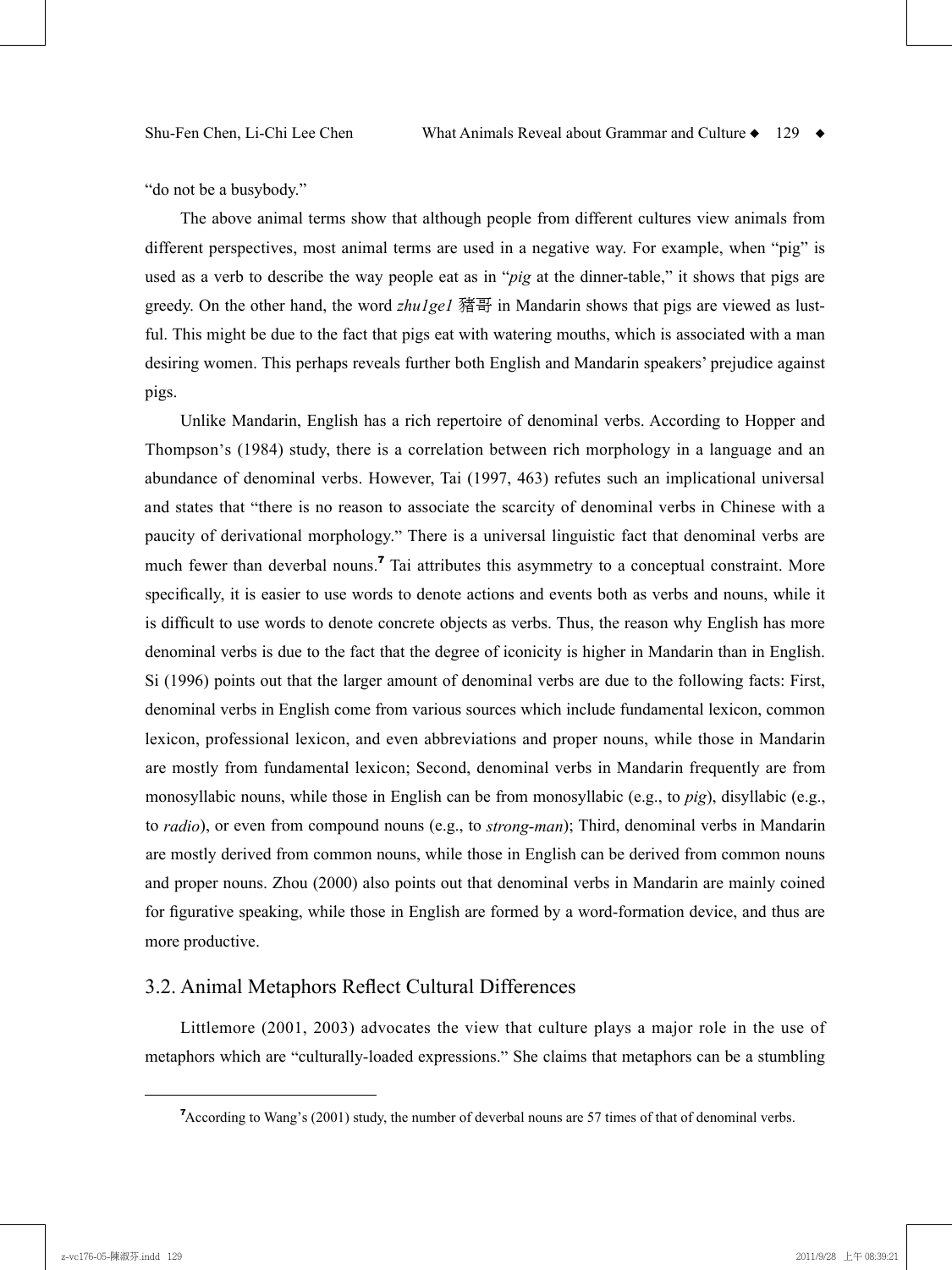"do not be a busybody."

The above animal terms show that although people from different cultures view animals from different perspectives, most animal terms are used in a negative way. For example, when "pig" is used as a verb to describe the way people eat as in "*pig* at the dinner-table," it shows that pigs are greedy. On the other hand, the word *zhu1ge1* 豬哥 in Mandarin shows that pigs are viewed as lustful. This might be due to the fact that pigs eat with watering mouths, which is associated with a man desiring women. This perhaps reveals further both English and Mandarin speakers' prejudice against pigs.

Unlike Mandarin, English has a rich repertoire of denominal verbs. According to Hopper and Thompson's (1984) study, there is a correlation between rich morphology in a language and an abundance of denominal verbs. However, Tai (1997, 463) refutes such an implicational universal and states that "there is no reason to associate the scarcity of denominal verbs in Chinese with a paucity of derivational morphology." There is a universal linguistic fact that denominal verbs are much fewer than deverbal nouns.[7] Tai attributes this asymmetry to a conceptual constraint. More specifically, it is easier to use words to denote actions and events both as verbs and nouns, while it is difficult to use words to denote concrete objects as verbs. Thus, the reason why English has more denominal verbs is due to the fact that the degree of iconicity is higher in Mandarin than in English. Si (1996) points out that the larger amount of denominal verbs are due to the following facts: First, denominal verbs in English come from various sources which include fundamental lexicon, common lexicon, professional lexicon, and even abbreviations and proper nouns, while those in Mandarin are mostly from fundamental lexicon; Second, denominal verbs in Mandarin frequently are from monosyllabic nouns, while those in English can be from monosyllabic (e.g., to *pig*), disyllabic (e.g., to *radio*), or even from compound nouns (e.g., to *strong-man*); Third, denominal verbs in Mandarin are mostly derived from common nouns, while those in English can be derived from common nouns and proper nouns. Zhou (2000) also points out that denominal verbs in Mandarin are mainly coined for figurative speaking, while those in English are formed by a word-formation device, and thus are more productive.

## 3.2. Animal Metaphors Reflect Cultural Differences

Littlemore (2001, 2003) advocates the view that culture plays a major role in the use of metaphors which are "culturally-loaded expressions." She claims that metaphors can be a stumbling

---

[7] According to Wang's (2001) study, the number of deverbal nouns are 57 times of that of denominal verbs.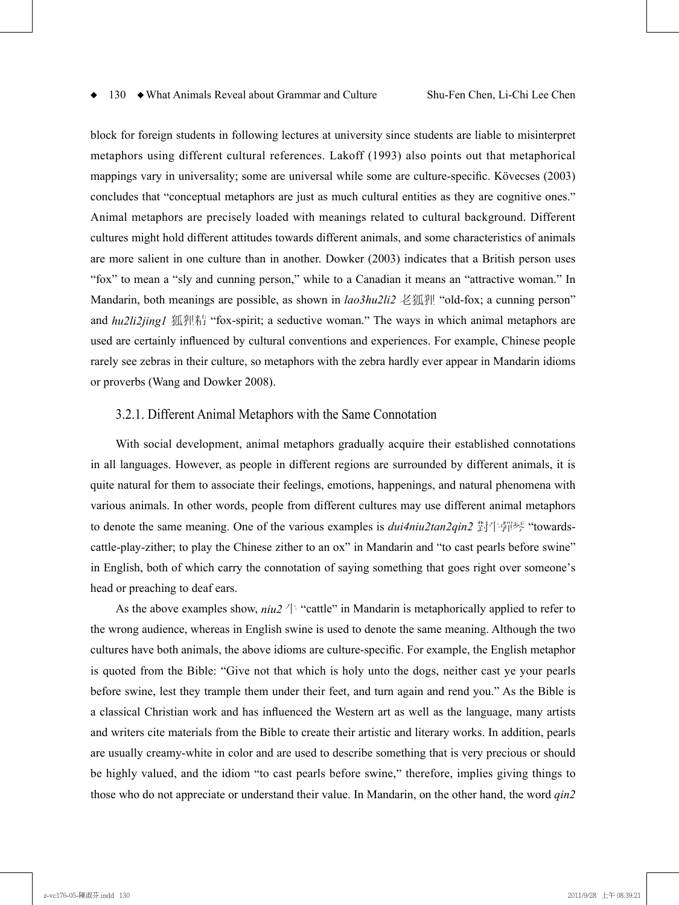block for foreign students in following lectures at university since students are liable to misinterpret metaphors using different cultural references. Lakoff (1993) also points out that metaphorical mappings vary in universality; some are universal while some are culture-specific. Kövecses (2003) concludes that "conceptual metaphors are just as much cultural entities as they are cognitive ones." Animal metaphors are precisely loaded with meanings related to cultural background. Different cultures might hold different attitudes towards different animals, and some characteristics of animals are more salient in one culture than in another. Dowker (2003) indicates that a British person uses "fox" to mean a "sly and cunning person," while to a Canadian it means an "attractive woman." In Mandarin, both meanings are possible, as shown in *lao3hu2li2* 老狐狸 "old-fox; a cunning person" and *hu2li2jing1* 狐狸精 "fox-spirit; a seductive woman." The ways in which animal metaphors are used are certainly influenced by cultural conventions and experiences. For example, Chinese people rarely see zebras in their culture, so metaphors with the zebra hardly ever appear in Mandarin idioms or proverbs (Wang and Dowker 2008).

### 3.2.1. Different Animal Metaphors with the Same Connotation

With social development, animal metaphors gradually acquire their established connotations in all languages. However, as people in different regions are surrounded by different animals, it is quite natural for them to associate their feelings, emotions, happenings, and natural phenomena with various animals. In other words, people from different cultures may use different animal metaphors to denote the same meaning. One of the various examples is *dui4niu2tan2qin2* 對牛彈琴 "towards-cattle-play-zither; to play the Chinese zither to an ox" in Mandarin and "to cast pearls before swine" in English, both of which carry the connotation of saying something that goes right over someone's head or preaching to deaf ears.

As the above examples show, *niu2* 牛 "cattle" in Mandarin is metaphorically applied to refer to the wrong audience, whereas in English swine is used to denote the same meaning. Although the two cultures have both animals, the above idioms are culture-specific. For example, the English metaphor is quoted from the Bible: "Give not that which is holy unto the dogs, neither cast ye your pearls before swine, lest they trample them under their feet, and turn again and rend you." As the Bible is a classical Christian work and has influenced the Western art as well as the language, many artists and writers cite materials from the Bible to create their artistic and literary works. In addition, pearls are usually creamy-white in color and are used to describe something that is very precious or should be highly valued, and the idiom "to cast pearls before swine," therefore, implies giving things to those who do not appreciate or understand their value. In Mandarin, on the other hand, the word *qin2*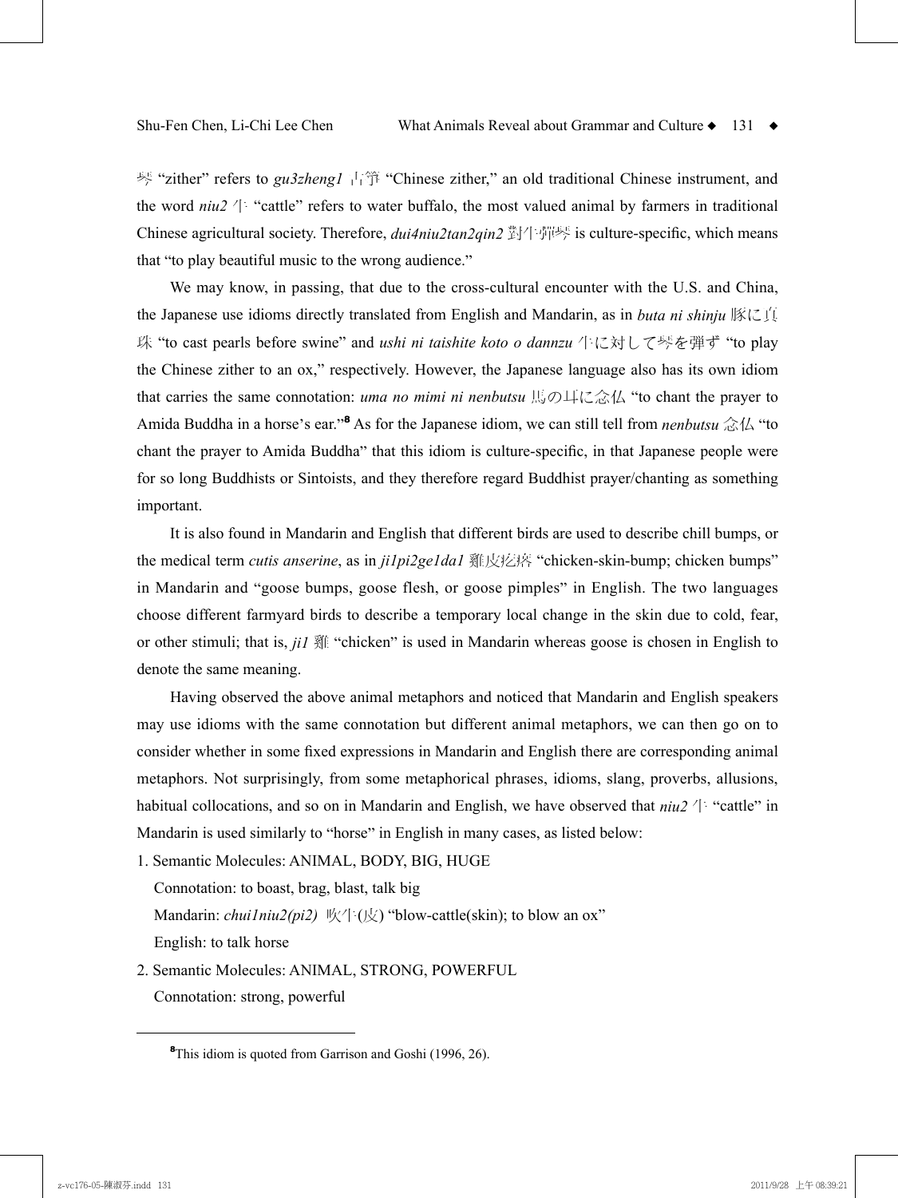琴 "zither" refers to *gu3zheng1* 古箏 "Chinese zither," an old traditional Chinese instrument, and the word *niu2* 牛 "cattle" refers to water buffalo, the most valued animal by farmers in traditional Chinese agricultural society. Therefore, *dui4niu2tan2qin2* 對牛彈琴 is culture-specific, which means that "to play beautiful music to the wrong audience."

We may know, in passing, that due to the cross-cultural encounter with the U.S. and China, the Japanese use idioms directly translated from English and Mandarin, as in *buta ni shinju* 豚に真珠 "to cast pearls before swine" and *ushi ni taishite koto o dannzu* 牛に対して琴を弾ず "to play the Chinese zither to an ox," respectively. However, the Japanese language also has its own idiom that carries the same connotation: *uma no mimi ni nenbutsu* 馬の耳に念仏 "to chant the prayer to Amida Buddha in a horse's ear."[8] As for the Japanese idiom, we can still tell from *nenbutsu* 念仏 "to chant the prayer to Amida Buddha" that this idiom is culture-specific, in that Japanese people were for so long Buddhists or Sintoists, and they therefore regard Buddhist prayer/chanting as something important.

It is also found in Mandarin and English that different birds are used to describe chill bumps, or the medical term *cutis anserine*, as in *ji1pi2ge1da1* 雞皮疙瘩 "chicken-skin-bump; chicken bumps" in Mandarin and "goose bumps, goose flesh, or goose pimples" in English. The two languages choose different farmyard birds to describe a temporary local change in the skin due to cold, fear, or other stimuli; that is, *ji1* 雞 "chicken" is used in Mandarin whereas goose is chosen in English to denote the same meaning.

Having observed the above animal metaphors and noticed that Mandarin and English speakers may use idioms with the same connotation but different animal metaphors, we can then go on to consider whether in some fixed expressions in Mandarin and English there are corresponding animal metaphors. Not surprisingly, from some metaphorical phrases, idioms, slang, proverbs, allusions, habitual collocations, and so on in Mandarin and English, we have observed that *niu2* 牛 "cattle" in Mandarin is used similarly to "horse" in English in many cases, as listed below:

1. Semantic Molecules: ANIMAL, BODY, BIG, HUGE
   Connotation: to boast, brag, blast, talk big
   Mandarin: *chui1niu2(pi2)* 吹牛(皮) "blow-cattle(skin); to blow an ox"
   English: to talk horse
2. Semantic Molecules: ANIMAL, STRONG, POWERFUL
   Connotation: strong, powerful

[8] This idiom is quoted from Garrison and Goshi (1996, 26).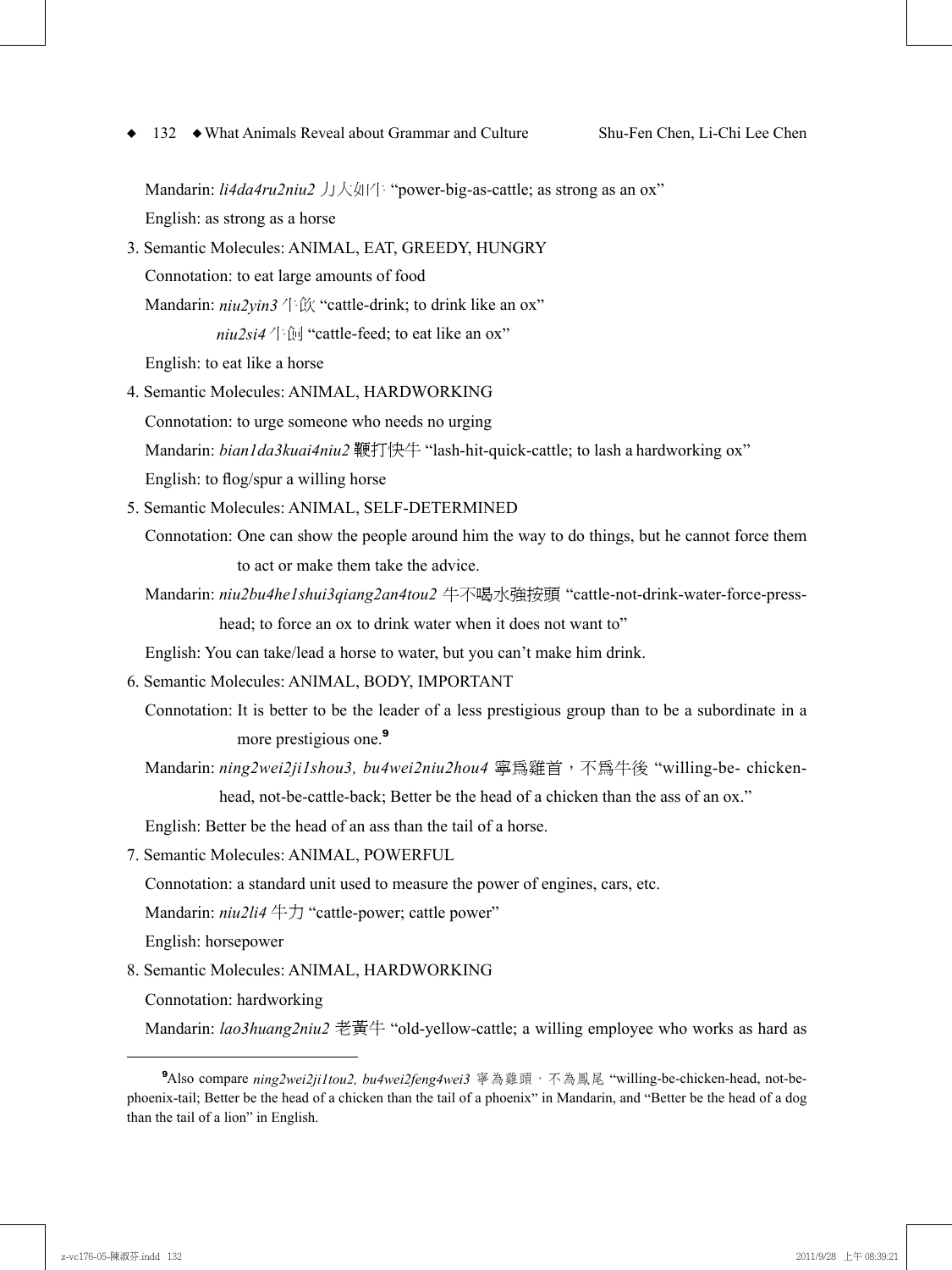Mandarin: *li4da4ru2niu2* 力大如牛 "power-big-as-cattle; as strong as an ox"

English: as strong as a horse

3. Semantic Molecules: ANIMAL, EAT, GREEDY, HUNGRY

   Connotation: to eat large amounts of food

   Mandarin: *niu2yin3* 牛飲 "cattle-drink; to drink like an ox"

   *niu2si4* 牛飼 "cattle-feed; to eat like an ox"

   English: to eat like a horse

4. Semantic Molecules: ANIMAL, HARDWORKING

   Connotation: to urge someone who needs no urging

   Mandarin: *bian1da3kuai4niu2* 鞭打快牛 "lash-hit-quick-cattle; to lash a hardworking ox"

   English: to flog/spur a willing horse

5. Semantic Molecules: ANIMAL, SELF-DETERMINED

   Connotation: One can show the people around him the way to do things, but he cannot force them to act or make them take the advice.

   Mandarin: *niu2bu4he1shui3qiang2an4tou2* 牛不喝水強按頭 "cattle-not-drink-water-force-press-head; to force an ox to drink water when it does not want to"

   English: You can take/lead a horse to water, but you can't make him drink.

6. Semantic Molecules: ANIMAL, BODY, IMPORTANT

   Connotation: It is better to be the leader of a less prestigious group than to be a subordinate in a more prestigious one.[9]

   Mandarin: *ning2wei2ji1shou3, bu4wei2niu2hou4* 寧為雞首，不為牛後 "willing-be- chicken-head, not-be-cattle-back; Better be the head of a chicken than the ass of an ox."

   English: Better be the head of an ass than the tail of a horse.

7. Semantic Molecules: ANIMAL, POWERFUL

   Connotation: a standard unit used to measure the power of engines, cars, etc.

   Mandarin: *niu2li4* 牛力 "cattle-power; cattle power"

   English: horsepower

8. Semantic Molecules: ANIMAL, HARDWORKING

   Connotation: hardworking

   Mandarin: *lao3huang2niu2* 老黃牛 "old-yellow-cattle; a willing employee who works as hard as

---

[9]Also compare *ning2wei2ji1tou2, bu4wei2feng4wei3* 寧為雞頭，不為鳳尾 "willing-be-chicken-head, not-be-phoenix-tail; Better be the head of a chicken than the tail of a phoenix" in Mandarin, and "Better be the head of a dog than the tail of a lion" in English.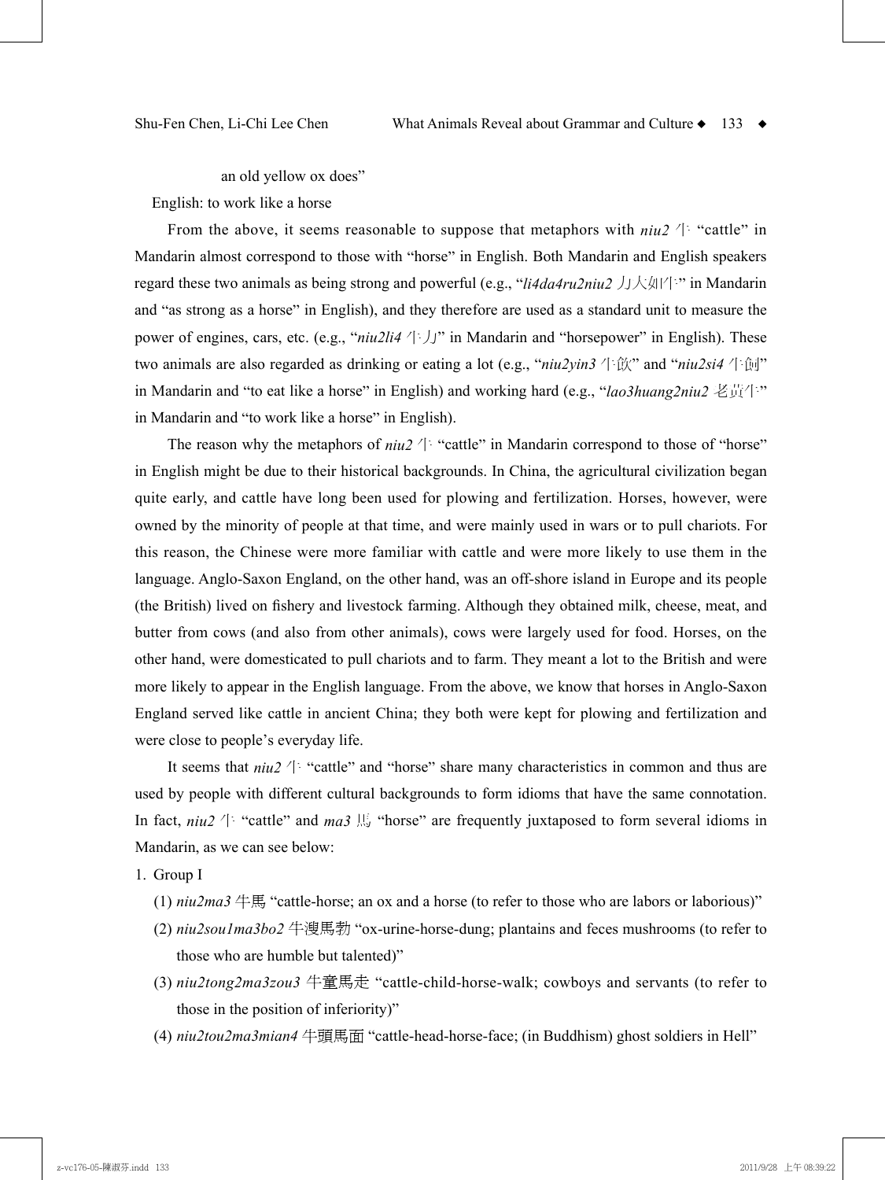an old yellow ox does"

English: to work like a horse

From the above, it seems reasonable to suppose that metaphors with *niu2* 牛 "cattle" in Mandarin almost correspond to those with "horse" in English. Both Mandarin and English speakers regard these two animals as being strong and powerful (e.g., "*li4da4ru2niu2* 力大如牛" in Mandarin and "as strong as a horse" in English), and they therefore are used as a standard unit to measure the power of engines, cars, etc. (e.g., "*niu2li4* 牛力" in Mandarin and "horsepower" in English). These two animals are also regarded as drinking or eating a lot (e.g., "*niu2yin3* 牛飲" and "*niu2si4* 牛飼" in Mandarin and "to eat like a horse" in English) and working hard (e.g., "*lao3huang2niu2* 老黃牛" in Mandarin and "to work like a horse" in English).

The reason why the metaphors of *niu2* 牛 "cattle" in Mandarin correspond to those of "horse" in English might be due to their historical backgrounds. In China, the agricultural civilization began quite early, and cattle have long been used for plowing and fertilization. Horses, however, were owned by the minority of people at that time, and were mainly used in wars or to pull chariots. For this reason, the Chinese were more familiar with cattle and were more likely to use them in the language. Anglo-Saxon England, on the other hand, was an off-shore island in Europe and its people (the British) lived on fishery and livestock farming. Although they obtained milk, cheese, meat, and butter from cows (and also from other animals), cows were largely used for food. Horses, on the other hand, were domesticated to pull chariots and to farm. They meant a lot to the British and were more likely to appear in the English language. From the above, we know that horses in Anglo-Saxon England served like cattle in ancient China; they both were kept for plowing and fertilization and were close to people's everyday life.

It seems that *niu2* 牛 "cattle" and "horse" share many characteristics in common and thus are used by people with different cultural backgrounds to form idioms that have the same connotation. In fact, *niu2* 牛 "cattle" and *ma3* 馬 "horse" are frequently juxtaposed to form several idioms in Mandarin, as we can see below:

1. Group I
   (1) *niu2ma3* 牛馬 "cattle-horse; an ox and a horse (to refer to those who are labors or laborious)"
   (2) *niu2sou1ma3bo2* 牛溲馬勃 "ox-urine-horse-dung; plantains and feces mushrooms (to refer to those who are humble but talented)"
   (3) *niu2tong2ma3zou3* 牛童馬走 "cattle-child-horse-walk; cowboys and servants (to refer to those in the position of inferiority)"
   (4) *niu2tou2ma3mian4* 牛頭馬面 "cattle-head-horse-face; (in Buddhism) ghost soldiers in Hell"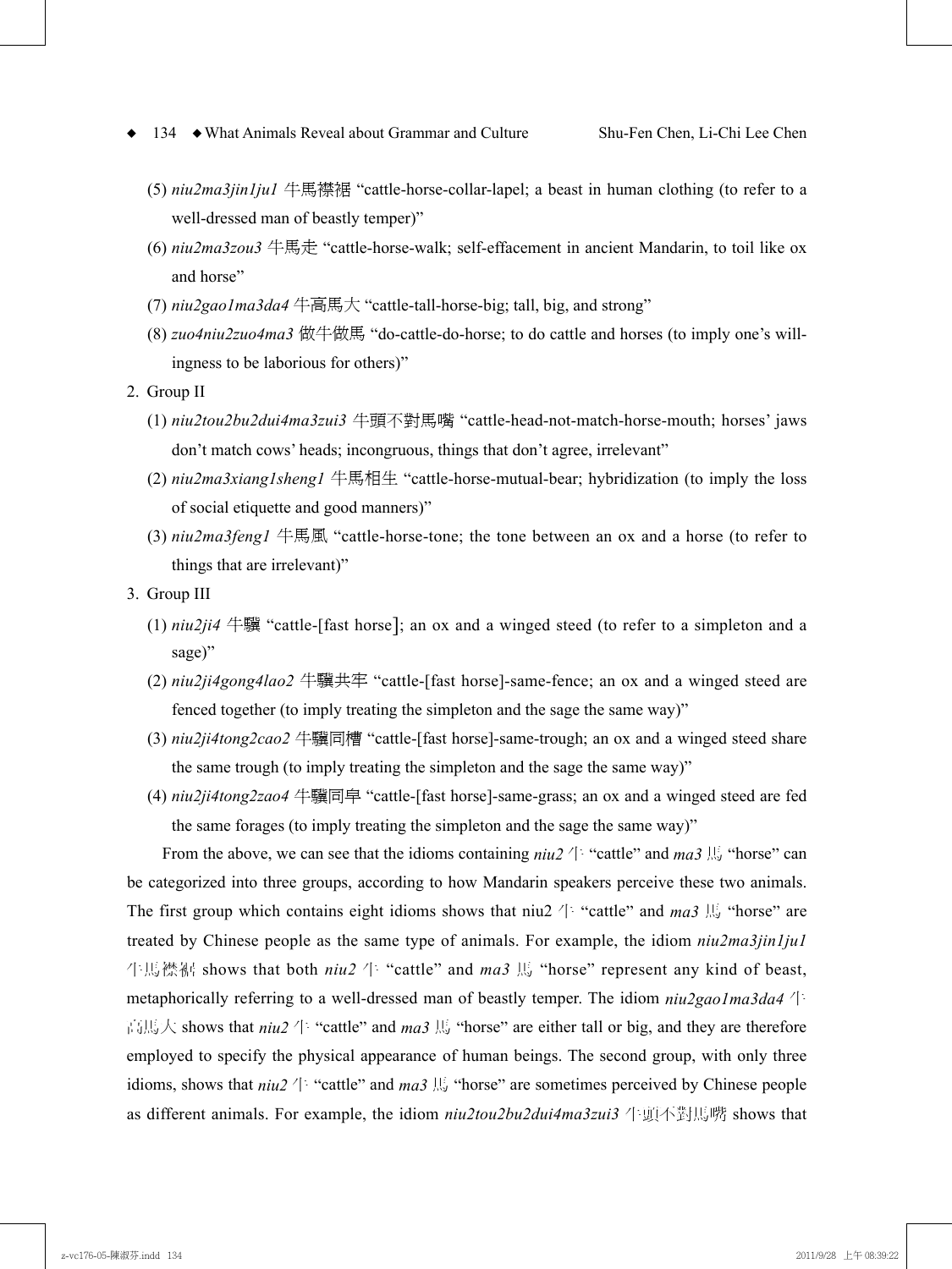(5) *niu2ma3jin1ju1* 牛馬襟裾 "cattle-horse-collar-lapel; a beast in human clothing (to refer to a well-dressed man of beastly temper)"

(6) *niu2ma3zou3* 牛馬走 "cattle-horse-walk; self-effacement in ancient Mandarin, to toil like ox and horse"

(7) *niu2gao1ma3da4* 牛高馬大 "cattle-tall-horse-big; tall, big, and strong"

(8) *zuo4niu2zuo4ma3* 做牛做馬 "do-cattle-do-horse; to do cattle and horses (to imply one's willingness to be laborious for others)"

2. Group II

(1) *niu2tou2bu2dui4ma3zui3* 牛頭不對馬嘴 "cattle-head-not-match-horse-mouth; horses' jaws don't match cows' heads; incongruous, things that don't agree, irrelevant"

(2) *niu2ma3xiang1sheng1* 牛馬相生 "cattle-horse-mutual-bear; hybridization (to imply the loss of social etiquette and good manners)"

(3) *niu2ma3feng1* 牛馬風 "cattle-horse-tone; the tone between an ox and a horse (to refer to things that are irrelevant)"

3. Group III

(1) *niu2ji4* 牛驥 "cattle-[fast horse]; an ox and a winged steed (to refer to a simpleton and a sage)"

(2) *niu2ji4gong4lao2* 牛驥共牢 "cattle-[fast horse]-same-fence; an ox and a winged steed are fenced together (to imply treating the simpleton and the sage the same way)"

(3) *niu2ji4tong2cao2* 牛驥同槽 "cattle-[fast horse]-same-trough; an ox and a winged steed share the same trough (to imply treating the simpleton and the sage the same way)"

(4) *niu2ji4tong2zao4* 牛驥同皁 "cattle-[fast horse]-same-grass; an ox and a winged steed are fed the same forages (to imply treating the simpleton and the sage the same way)"

From the above, we can see that the idioms containing *niu2* 牛 "cattle" and *ma3* 馬 "horse" can be categorized into three groups, according to how Mandarin speakers perceive these two animals. The first group which contains eight idioms shows that niu2 牛 "cattle" and *ma3* 馬 "horse" are treated by Chinese people as the same type of animals. For example, the idiom *niu2ma3jin1ju1* 牛馬襟裾 shows that both *niu2* 牛 "cattle" and *ma3* 馬 "horse" represent any kind of beast, metaphorically referring to a well-dressed man of beastly temper. The idiom *niu2gao1ma3da4* 牛高馬大 shows that *niu2* 牛 "cattle" and *ma3* 馬 "horse" are either tall or big, and they are therefore employed to specify the physical appearance of human beings. The second group, with only three idioms, shows that *niu2* 牛 "cattle" and *ma3* 馬 "horse" are sometimes perceived by Chinese people as different animals. For example, the idiom *niu2tou2bu2dui4ma3zui3* 牛頭不對馬嘴 shows that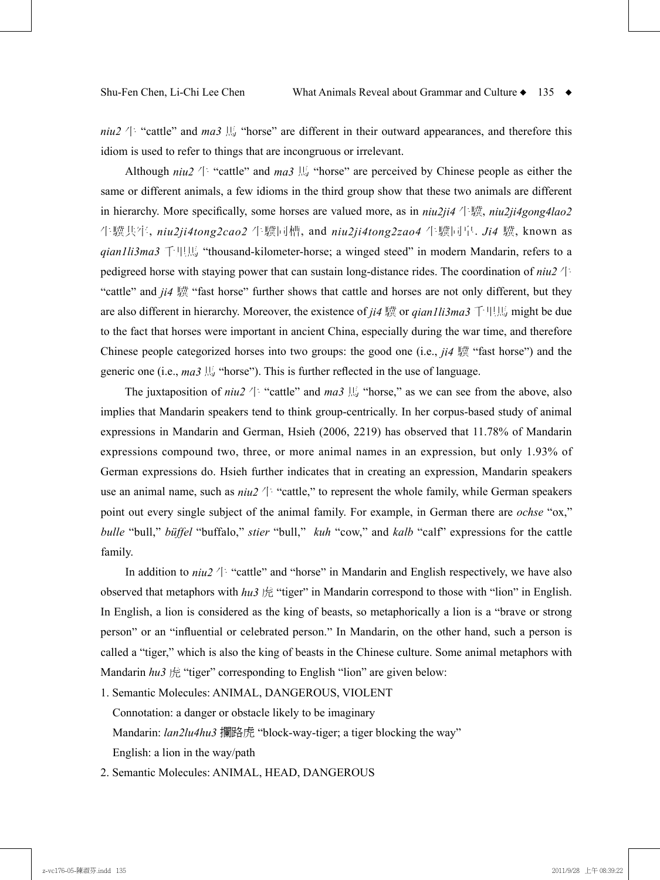*niu2* 牛 "cattle" and *ma3* 馬 "horse" are different in their outward appearances, and therefore this idiom is used to refer to things that are incongruous or irrelevant.

Although *niu2* 牛 "cattle" and *ma3* 馬 "horse" are perceived by Chinese people as either the same or different animals, a few idioms in the third group show that these two animals are different in hierarchy. More specifically, some horses are valued more, as in *niu2ji4* 牛驥, *niu2ji4gong4lao2* 牛驥共牢, *niu2ji4tong2cao2* 牛驥同槽, and *niu2ji4tong2zao4* 牛驥同皂. *Ji4* 驥, known as *qian1li3ma3* 千里馬 "thousand-kilometer-horse; a winged steed" in modern Mandarin, refers to a pedigreed horse with staying power that can sustain long-distance rides. The coordination of *niu2* 牛 "cattle" and *ji4* 驥 "fast horse" further shows that cattle and horses are not only different, but they are also different in hierarchy. Moreover, the existence of *ji4* 驥 or *qian1li3ma3* 千里馬 might be due to the fact that horses were important in ancient China, especially during the war time, and therefore Chinese people categorized horses into two groups: the good one (i.e., *ji4* 驥 "fast horse") and the generic one (i.e., *ma3* 馬 "horse"). This is further reflected in the use of language.

The juxtaposition of *niu2* 牛 "cattle" and *ma3* 馬 "horse," as we can see from the above, also implies that Mandarin speakers tend to think group-centrically. In her corpus-based study of animal expressions in Mandarin and German, Hsieh (2006, 2219) has observed that 11.78% of Mandarin expressions compound two, three, or more animal names in an expression, but only 1.93% of German expressions do. Hsieh further indicates that in creating an expression, Mandarin speakers use an animal name, such as *niu2* 牛 "cattle," to represent the whole family, while German speakers point out every single subject of the animal family. For example, in German there are *ochse* "ox," *bulle* "bull," *büffel* "buffalo," *stier* "bull," *kuh* "cow," and *kalb* "calf" expressions for the cattle family.

In addition to *niu2* 牛 "cattle" and "horse" in Mandarin and English respectively, we have also observed that metaphors with *hu3* 虎 "tiger" in Mandarin correspond to those with "lion" in English. In English, a lion is considered as the king of beasts, so metaphorically a lion is a "brave or strong person" or an "influential or celebrated person." In Mandarin, on the other hand, such a person is called a "tiger," which is also the king of beasts in the Chinese culture. Some animal metaphors with Mandarin *hu3* 虎 "tiger" corresponding to English "lion" are given below:

1. Semantic Molecules: ANIMAL, DANGEROUS, VIOLENT
   Connotation: a danger or obstacle likely to be imaginary
   Mandarin: *lan2lu4hu3* 攔路虎 "block-way-tiger; a tiger blocking the way"
   English: a lion in the way/path
2. Semantic Molecules: ANIMAL, HEAD, DANGEROUS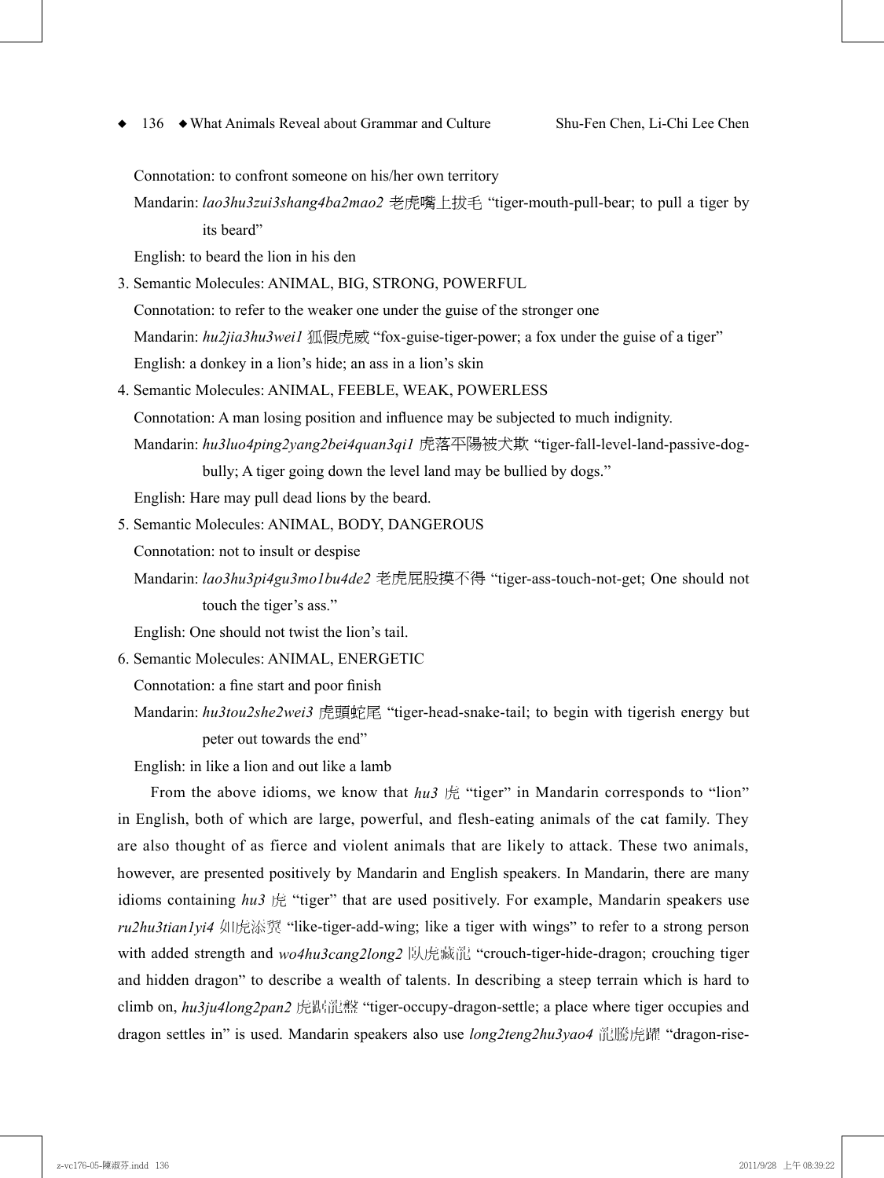Connotation: to confront someone on his/her own territory

Mandarin: *lao3hu3zui3shang4ba2mao2* 老虎嘴上拔毛 "tiger-mouth-pull-bear; to pull a tiger by its beard"

English: to beard the lion in his den

3. Semantic Molecules: ANIMAL, BIG, STRONG, POWERFUL

   Connotation: to refer to the weaker one under the guise of the stronger one

   Mandarin: *hu2jia3hu3wei1* 狐假虎威 "fox-guise-tiger-power; a fox under the guise of a tiger"

   English: a donkey in a lion's hide; an ass in a lion's skin

4. Semantic Molecules: ANIMAL, FEEBLE, WEAK, POWERLESS

   Connotation: A man losing position and influence may be subjected to much indignity.

   Mandarin: *hu3luo4ping2yang2bei4quan3qi1* 虎落平陽被犬欺 "tiger-fall-level-land-passive-dog-bully; A tiger going down the level land may be bullied by dogs."

   English: Hare may pull dead lions by the beard.

5. Semantic Molecules: ANIMAL, BODY, DANGEROUS

   Connotation: not to insult or despise

   Mandarin: *lao3hu3pi4gu3mo1bu4de2* 老虎屁股摸不得 "tiger-ass-touch-not-get; One should not touch the tiger's ass."

   English: One should not twist the lion's tail.

6. Semantic Molecules: ANIMAL, ENERGETIC

   Connotation: a fine start and poor finish

   Mandarin: *hu3tou2she2wei3* 虎頭蛇尾 "tiger-head-snake-tail; to begin with tigerish energy but peter out towards the end"

   English: in like a lion and out like a lamb

From the above idioms, we know that *hu3* 虎 "tiger" in Mandarin corresponds to "lion" in English, both of which are large, powerful, and flesh-eating animals of the cat family. They are also thought of as fierce and violent animals that are likely to attack. These two animals, however, are presented positively by Mandarin and English speakers. In Mandarin, there are many idioms containing *hu3* 虎 "tiger" that are used positively. For example, Mandarin speakers use *ru2hu3tian1yi4* 如虎添翼 "like-tiger-add-wing; like a tiger with wings" to refer to a strong person with added strength and *wo4hu3cang2long2* 臥虎藏龍 "crouch-tiger-hide-dragon; crouching tiger and hidden dragon" to describe a wealth of talents. In describing a steep terrain which is hard to climb on, *hu3ju4long2pan2* 虎踞龍盤 "tiger-occupy-dragon-settle; a place where tiger occupies and dragon settles in" is used. Mandarin speakers also use *long2teng2hu3yao4* 龍騰虎躍 "dragon-rise-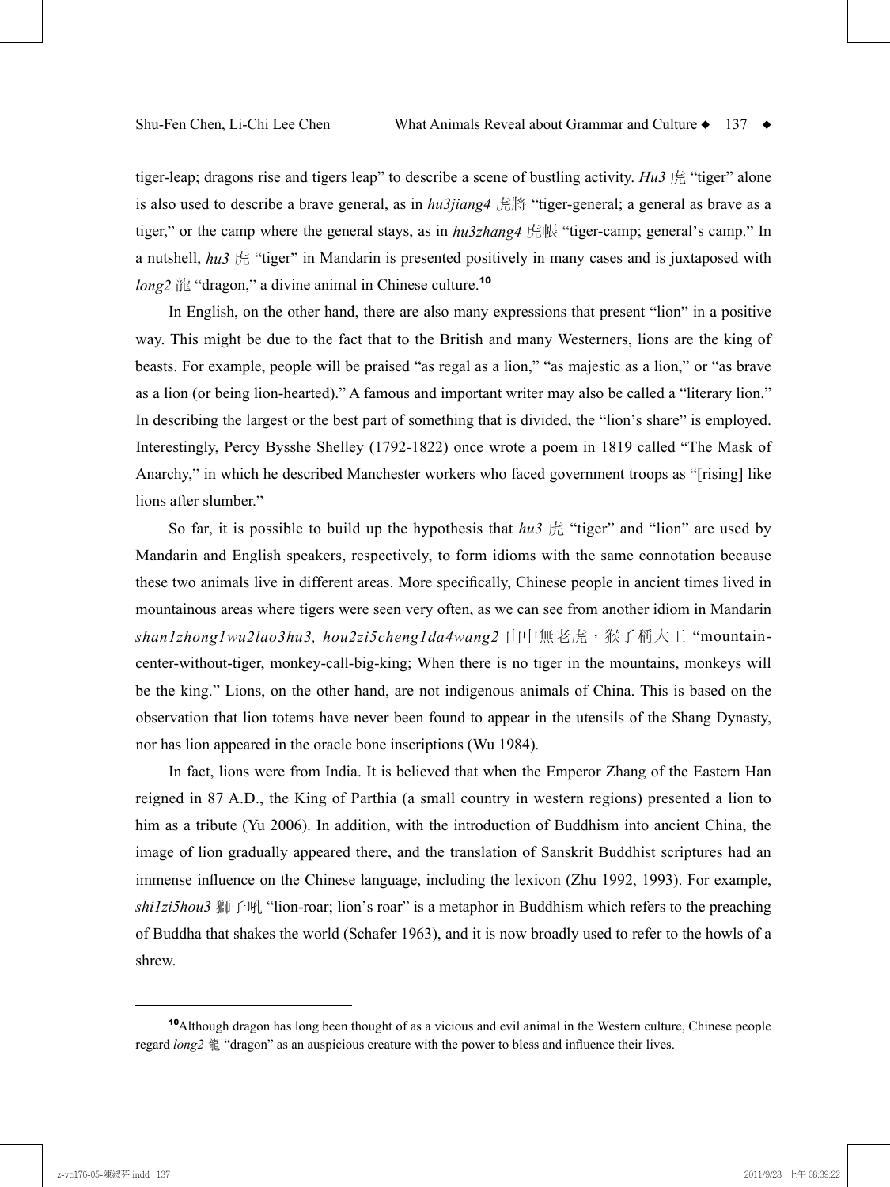tiger-leap; dragons rise and tigers leap" to describe a scene of bustling activity. *Hu3* 虎 "tiger" alone is also used to describe a brave general, as in *hu3jiang4* 虎將 "tiger-general; a general as brave as a tiger," or the camp where the general stays, as in *hu3zhang4* 虎帳 "tiger-camp; general's camp." In a nutshell, *hu3* 虎 "tiger" in Mandarin is presented positively in many cases and is juxtaposed with *long2* 龍 "dragon," a divine animal in Chinese culture.[10]

In English, on the other hand, there are also many expressions that present "lion" in a positive way. This might be due to the fact that to the British and many Westerners, lions are the king of beasts. For example, people will be praised "as regal as a lion," "as majestic as a lion," or "as brave as a lion (or being lion-hearted)." A famous and important writer may also be called a "literary lion." In describing the largest or the best part of something that is divided, the "lion's share" is employed. Interestingly, Percy Bysshe Shelley (1792-1822) once wrote a poem in 1819 called "The Mask of Anarchy," in which he described Manchester workers who faced government troops as "[rising] like lions after slumber."

So far, it is possible to build up the hypothesis that *hu3* 虎 "tiger" and "lion" are used by Mandarin and English speakers, respectively, to form idioms with the same connotation because these two animals live in different areas. More specifically, Chinese people in ancient times lived in mountainous areas where tigers were seen very often, as we can see from another idiom in Mandarin *shan1zhong1wu2lao3hu3, hou2zi5cheng1da4wang2* 山中無老虎，猴子稱大王 "mountain-center-without-tiger, monkey-call-big-king; When there is no tiger in the mountains, monkeys will be the king." Lions, on the other hand, are not indigenous animals of China. This is based on the observation that lion totems have never been found to appear in the utensils of the Shang Dynasty, nor has lion appeared in the oracle bone inscriptions (Wu 1984).

In fact, lions were from India. It is believed that when the Emperor Zhang of the Eastern Han reigned in 87 A.D., the King of Parthia (a small country in western regions) presented a lion to him as a tribute (Yu 2006). In addition, with the introduction of Buddhism into ancient China, the image of lion gradually appeared there, and the translation of Sanskrit Buddhist scriptures had an immense influence on the Chinese language, including the lexicon (Zhu 1992, 1993). For example, *shi1zi5hou3* 獅子吼 "lion-roar; lion's roar" is a metaphor in Buddhism which refers to the preaching of Buddha that shakes the world (Schafer 1963), and it is now broadly used to refer to the howls of a shrew.

---

[10]Although dragon has long been thought of as a vicious and evil animal in the Western culture, Chinese people regard *long2* 龍 "dragon" as an auspicious creature with the power to bless and influence their lives.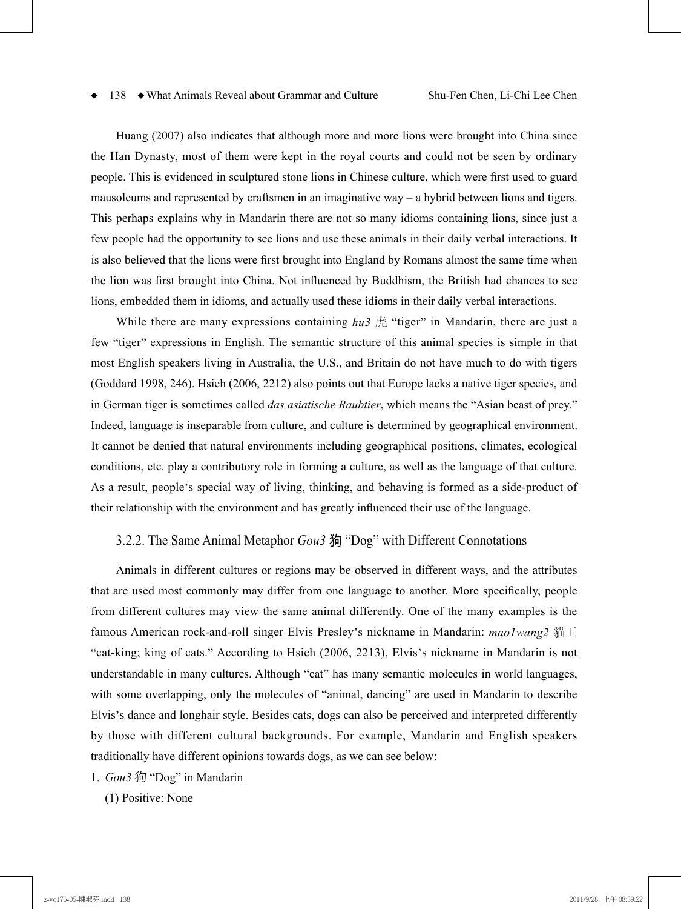Huang (2007) also indicates that although more and more lions were brought into China since the Han Dynasty, most of them were kept in the royal courts and could not be seen by ordinary people. This is evidenced in sculptured stone lions in Chinese culture, which were first used to guard mausoleums and represented by craftsmen in an imaginative way – a hybrid between lions and tigers. This perhaps explains why in Mandarin there are not so many idioms containing lions, since just a few people had the opportunity to see lions and use these animals in their daily verbal interactions. It is also believed that the lions were first brought into England by Romans almost the same time when the lion was first brought into China. Not influenced by Buddhism, the British had chances to see lions, embedded them in idioms, and actually used these idioms in their daily verbal interactions.

While there are many expressions containing *hu3* 虎 "tiger" in Mandarin, there are just a few "tiger" expressions in English. The semantic structure of this animal species is simple in that most English speakers living in Australia, the U.S., and Britain do not have much to do with tigers (Goddard 1998, 246). Hsieh (2006, 2212) also points out that Europe lacks a native tiger species, and in German tiger is sometimes called *das asiatische Raubtier*, which means the "Asian beast of prey." Indeed, language is inseparable from culture, and culture is determined by geographical environment. It cannot be denied that natural environments including geographical positions, climates, ecological conditions, etc. play a contributory role in forming a culture, as well as the language of that culture. As a result, people's special way of living, thinking, and behaving is formed as a side-product of their relationship with the environment and has greatly influenced their use of the language.

### 3.2.2. The Same Animal Metaphor *Gou3* 狗 "Dog" with Different Connotations

Animals in different cultures or regions may be observed in different ways, and the attributes that are used most commonly may differ from one language to another. More specifically, people from different cultures may view the same animal differently. One of the many examples is the famous American rock-and-roll singer Elvis Presley's nickname in Mandarin: *mao1wang2* 貓王 "cat-king; king of cats." According to Hsieh (2006, 2213), Elvis's nickname in Mandarin is not understandable in many cultures. Although "cat" has many semantic molecules in world languages, with some overlapping, only the molecules of "animal, dancing" are used in Mandarin to describe Elvis's dance and longhair style. Besides cats, dogs can also be perceived and interpreted differently by those with different cultural backgrounds. For example, Mandarin and English speakers traditionally have different opinions towards dogs, as we can see below:

1. *Gou3* 狗 "Dog" in Mandarin

   (1) Positive: None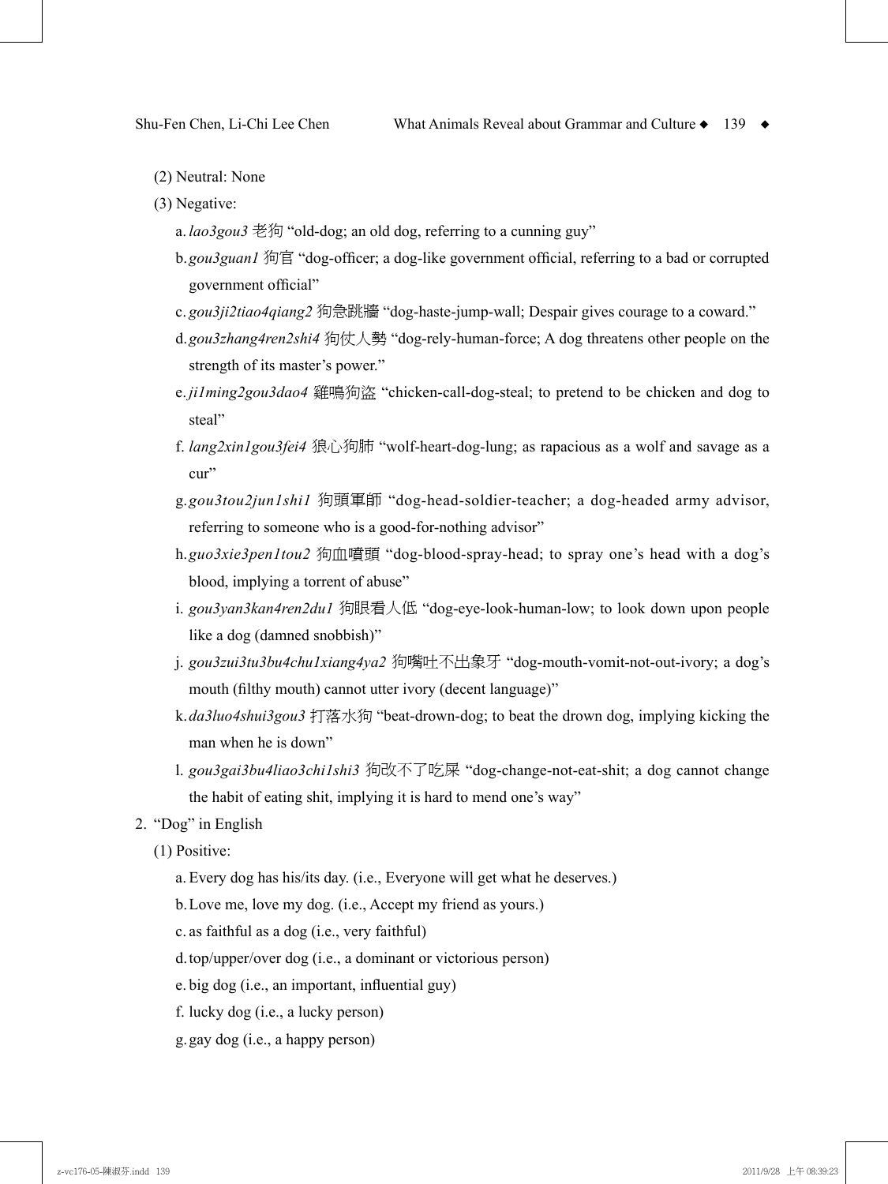(2) Neutral: None

(3) Negative:

a. *lao3gou3* 老狗 “old-dog; an old dog, referring to a cunning guy”

b. *gou3guan1* 狗官 “dog-officer; a dog-like government official, referring to a bad or corrupted government official”

c. *gou3ji2tiao4qiang2* 狗急跳牆 “dog-haste-jump-wall; Despair gives courage to a coward.”

d. *gou3zhang4ren2shi4* 狗仗人勢 “dog-rely-human-force; A dog threatens other people on the strength of its master’s power.”

e. *ji1ming2gou3dao4* 雞鳴狗盜 “chicken-call-dog-steal; to pretend to be chicken and dog to steal”

f. *lang2xin1gou3fei4* 狼心狗肺 “wolf-heart-dog-lung; as rapacious as a wolf and savage as a cur”

g. *gou3tou2jun1shi1* 狗頭軍師 “dog-head-soldier-teacher; a dog-headed army advisor, referring to someone who is a good-for-nothing advisor”

h. *guo3xie3pen1tou2* 狗血噴頭 “dog-blood-spray-head; to spray one’s head with a dog’s blood, implying a torrent of abuse”

i. *gou3yan3kan4ren2du1* 狗眼看人低 “dog-eye-look-human-low; to look down upon people like a dog (damned snobbish)”

j. *gou3zui3tu3bu4chu1xiang4ya2* 狗嘴吐不出象牙 “dog-mouth-vomit-not-out-ivory; a dog’s mouth (filthy mouth) cannot utter ivory (decent language)”

k. *da3luo4shui3gou3* 打落水狗 “beat-drown-dog; to beat the drown dog, implying kicking the man when he is down”

l. *gou3gai3bu4liao3chi1shi3* 狗改不了吃屎 “dog-change-not-eat-shit; a dog cannot change the habit of eating shit, implying it is hard to mend one’s way”

2. “Dog” in English

(1) Positive:

a. Every dog has his/its day. (i.e., Everyone will get what he deserves.)

b. Love me, love my dog. (i.e., Accept my friend as yours.)

c. as faithful as a dog (i.e., very faithful)

d. top/upper/over dog (i.e., a dominant or victorious person)

e. big dog (i.e., an important, influential guy)

f. lucky dog (i.e., a lucky person)

g. gay dog (i.e., a happy person)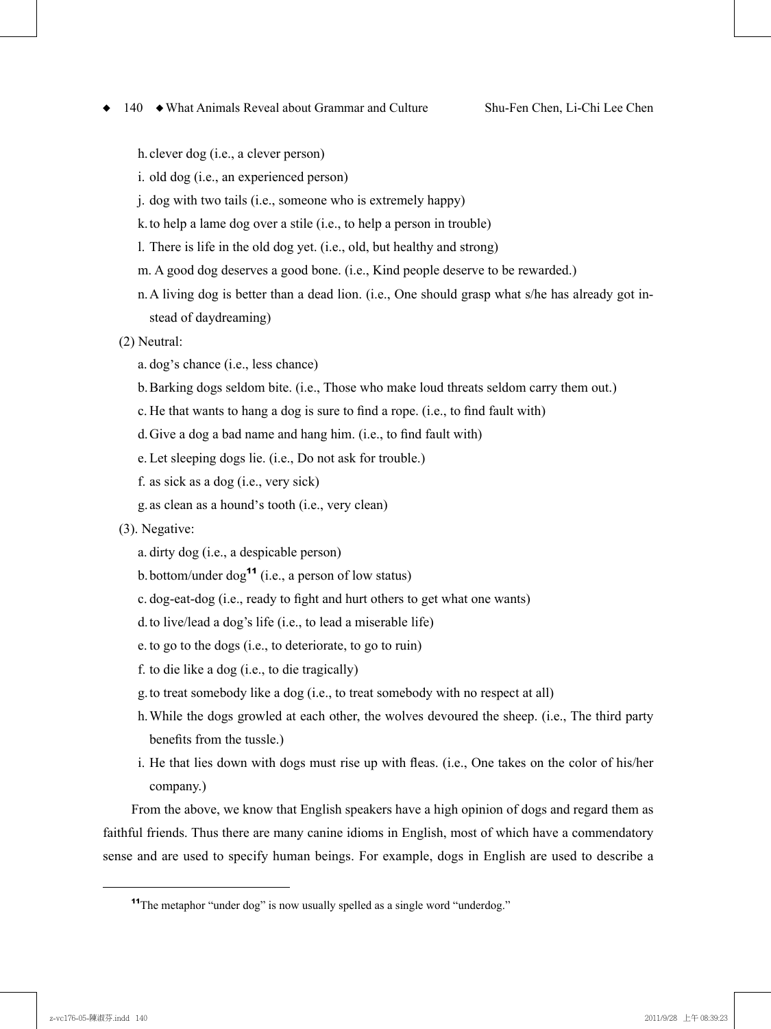h. clever dog (i.e., a clever person)

i. old dog (i.e., an experienced person)

j. dog with two tails (i.e., someone who is extremely happy)

k. to help a lame dog over a stile (i.e., to help a person in trouble)

l. There is life in the old dog yet. (i.e., old, but healthy and strong)

m. A good dog deserves a good bone. (i.e., Kind people deserve to be rewarded.)

n. A living dog is better than a dead lion. (i.e., One should grasp what s/he has already got instead of daydreaming)

(2) Neutral:

a. dog's chance (i.e., less chance)

b. Barking dogs seldom bite. (i.e., Those who make loud threats seldom carry them out.)

c. He that wants to hang a dog is sure to find a rope. (i.e., to find fault with)

d. Give a dog a bad name and hang him. (i.e., to find fault with)

e. Let sleeping dogs lie. (i.e., Do not ask for trouble.)

f. as sick as a dog (i.e., very sick)

g. as clean as a hound's tooth (i.e., very clean)

(3). Negative:

a. dirty dog (i.e., a despicable person)

b. bottom/under dog[11] (i.e., a person of low status)

c. dog-eat-dog (i.e., ready to fight and hurt others to get what one wants)

d. to live/lead a dog's life (i.e., to lead a miserable life)

e. to go to the dogs (i.e., to deteriorate, to go to ruin)

f. to die like a dog (i.e., to die tragically)

g. to treat somebody like a dog (i.e., to treat somebody with no respect at all)

h. While the dogs growled at each other, the wolves devoured the sheep. (i.e., The third party benefits from the tussle.)

i. He that lies down with dogs must rise up with fleas. (i.e., One takes on the color of his/her company.)

From the above, we know that English speakers have a high opinion of dogs and regard them as faithful friends. Thus there are many canine idioms in English, most of which have a commendatory sense and are used to specify human beings. For example, dogs in English are used to describe a

---

[11] The metaphor "under dog" is now usually spelled as a single word "underdog."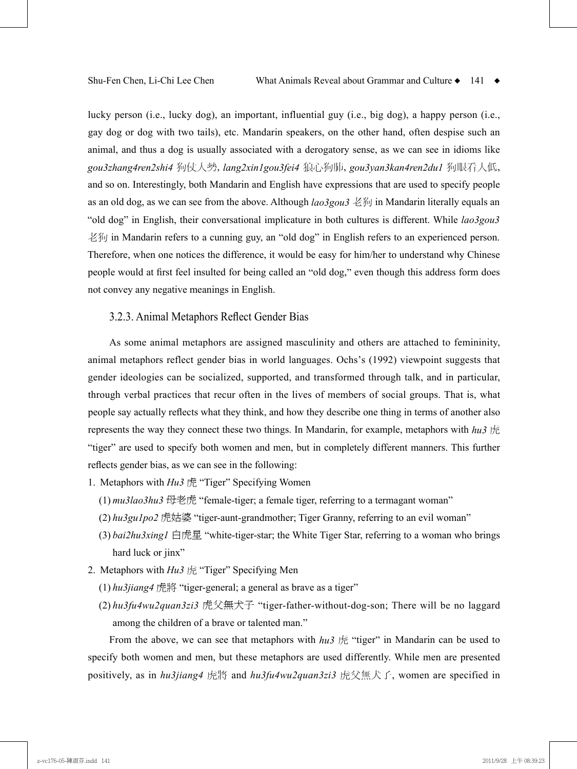lucky person (i.e., lucky dog), an important, influential guy (i.e., big dog), a happy person (i.e., gay dog or dog with two tails), etc. Mandarin speakers, on the other hand, often despise such an animal, and thus a dog is usually associated with a derogatory sense, as we can see in idioms like *gou3zhang4ren2shi4* 狗仗人勢, *lang2xin1gou3fei4* 狼心狗肺, *gou3yan3kan4ren2du1* 狗眼看人低, and so on. Interestingly, both Mandarin and English have expressions that are used to specify people as an old dog, as we can see from the above. Although *lao3gou3* 老狗 in Mandarin literally equals an "old dog" in English, their conversational implicature in both cultures is different. While *lao3gou3* 老狗 in Mandarin refers to a cunning guy, an "old dog" in English refers to an experienced person. Therefore, when one notices the difference, it would be easy for him/her to understand why Chinese people would at first feel insulted for being called an "old dog," even though this address form does not convey any negative meanings in English.

### 3.2.3. Animal Metaphors Reflect Gender Bias

As some animal metaphors are assigned masculinity and others are attached to femininity, animal metaphors reflect gender bias in world languages. Ochs's (1992) viewpoint suggests that gender ideologies can be socialized, supported, and transformed through talk, and in particular, through verbal practices that recur often in the lives of members of social groups. That is, what people say actually reflects what they think, and how they describe one thing in terms of another also represents the way they connect these two things. In Mandarin, for example, metaphors with *hu3* 虎 "tiger" are used to specify both women and men, but in completely different manners. This further reflects gender bias, as we can see in the following:

1. Metaphors with *Hu3* 虎 "Tiger" Specifying Women
   (1) *mu3lao3hu3* 母老虎 "female-tiger; a female tiger, referring to a termagant woman"
   (2) *hu3gu1po2* 虎姑婆 "tiger-aunt-grandmother; Tiger Granny, referring to an evil woman"
   (3) *bai2hu3xing1* 白虎星 "white-tiger-star; the White Tiger Star, referring to a woman who brings hard luck or jinx"
2. Metaphors with *Hu3* 虎 "Tiger" Specifying Men
   (1) *hu3jiang4* 虎將 "tiger-general; a general as brave as a tiger"
   (2) *hu3fu4wu2quan3zi3* 虎父無犬子 "tiger-father-without-dog-son; There will be no laggard among the children of a brave or talented man."

From the above, we can see that metaphors with *hu3* 虎 "tiger" in Mandarin can be used to specify both women and men, but these metaphors are used differently. While men are presented positively, as in *hu3jiang4* 虎將 and *hu3fu4wu2quan3zi3* 虎父無犬子, women are specified in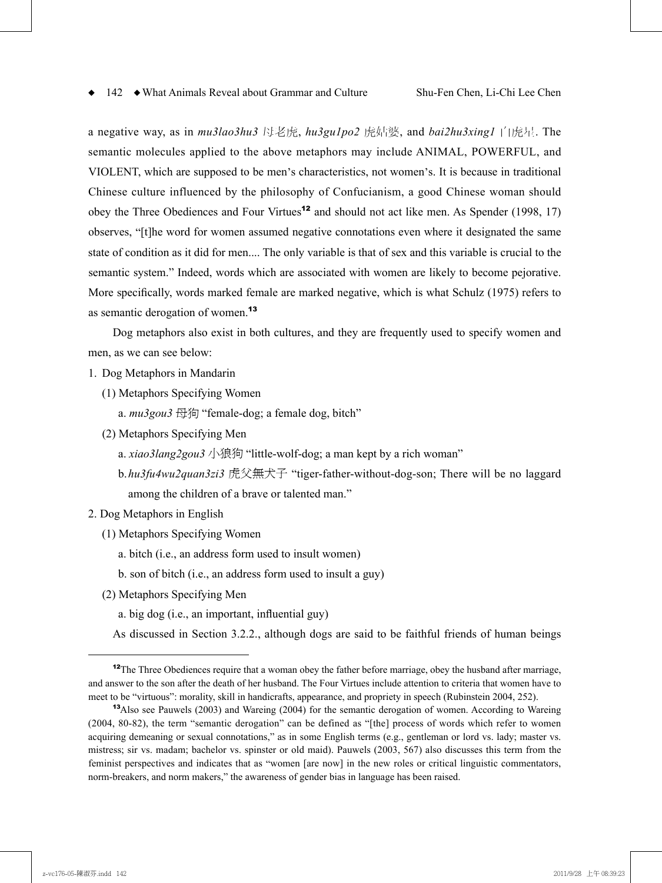a negative way, as in *mu3lao3hu3* 母老虎, *hu3gu1po2* 虎姑婆, and *bai2hu3xing1* 白虎星. The semantic molecules applied to the above metaphors may include ANIMAL, POWERFUL, and VIOLENT, which are supposed to be men's characteristics, not women's. It is because in traditional Chinese culture influenced by the philosophy of Confucianism, a good Chinese woman should obey the Three Obediences and Four Virtues[12] and should not act like men. As Spender (1998, 17) observes, "[t]he word for women assumed negative connotations even where it designated the same state of condition as it did for men.... The only variable is that of sex and this variable is crucial to the semantic system." Indeed, words which are associated with women are likely to become pejorative. More specifically, words marked female are marked negative, which is what Schulz (1975) refers to as semantic derogation of women.[13]

Dog metaphors also exist in both cultures, and they are frequently used to specify women and men, as we can see below:

1. Dog Metaphors in Mandarin
   (1) Metaphors Specifying Women
      a. *mu3gou3* 母狗 "female-dog; a female dog, bitch"
   (2) Metaphors Specifying Men
      a. *xiao3lang2gou3* 小狼狗 "little-wolf-dog; a man kept by a rich woman"
      b. *hu3fu4wu2quan3zi3* 虎父無犬子 "tiger-father-without-dog-son; There will be no laggard among the children of a brave or talented man."
2. Dog Metaphors in English
   (1) Metaphors Specifying Women
      a. bitch (i.e., an address form used to insult women)
      b. son of bitch (i.e., an address form used to insult a guy)
   (2) Metaphors Specifying Men
      a. big dog (i.e., an important, influential guy)

As discussed in Section 3.2.2., although dogs are said to be faithful friends of human beings

---

[12] The Three Obediences require that a woman obey the father before marriage, obey the husband after marriage, and answer to the son after the death of her husband. The Four Virtues include attention to criteria that women have to meet to be "virtuous": morality, skill in handicrafts, appearance, and propriety in speech (Rubinstein 2004, 252).

[13] Also see Pauwels (2003) and Wareing (2004) for the semantic derogation of women. According to Wareing (2004, 80-82), the term "semantic derogation" can be defined as "[the] process of words which refer to women acquiring demeaning or sexual connotations," as in some English terms (e.g., gentleman or lord vs. lady; master vs. mistress; sir vs. madam; bachelor vs. spinster or old maid). Pauwels (2003, 567) also discusses this term from the feminist perspectives and indicates that as "women [are now] in the new roles or critical linguistic commentators, norm-breakers, and norm makers," the awareness of gender bias in language has been raised.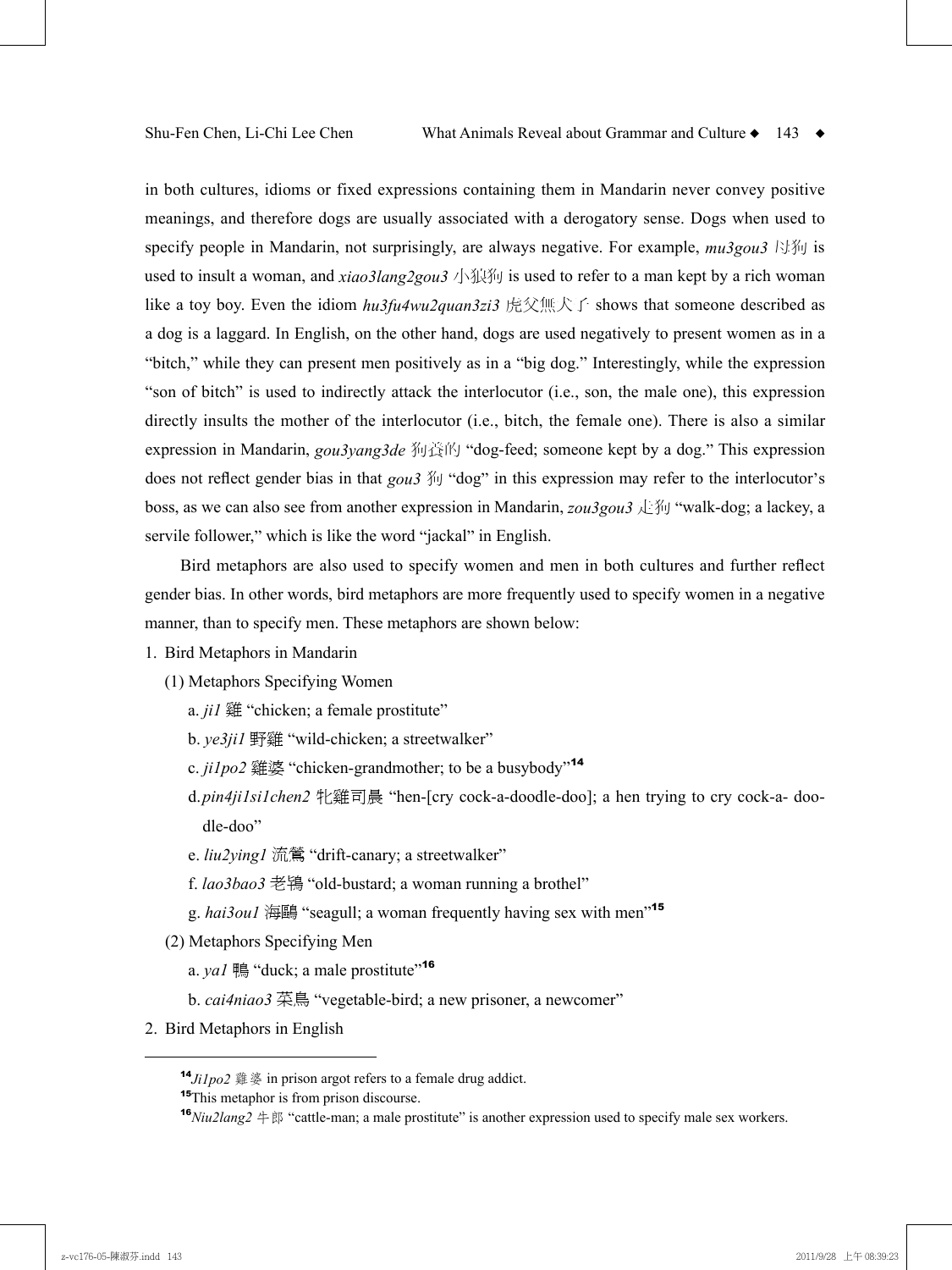in both cultures, idioms or fixed expressions containing them in Mandarin never convey positive meanings, and therefore dogs are usually associated with a derogatory sense. Dogs when used to specify people in Mandarin, not surprisingly, are always negative. For example, *mu3gou3* 母狗 is used to insult a woman, and *xiao3lang2gou3* 小狼狗 is used to refer to a man kept by a rich woman like a toy boy. Even the idiom *hu3fu4wu2quan3zi3* 虎父無犬子 shows that someone described as a dog is a laggard. In English, on the other hand, dogs are used negatively to present women as in a "bitch," while they can present men positively as in a "big dog." Interestingly, while the expression "son of bitch" is used to indirectly attack the interlocutor (i.e., son, the male one), this expression directly insults the mother of the interlocutor (i.e., bitch, the female one). There is also a similar expression in Mandarin, *gou3yang3de* 狗養的 "dog-feed; someone kept by a dog." This expression does not reflect gender bias in that *gou3* 狗 "dog" in this expression may refer to the interlocutor's boss, as we can also see from another expression in Mandarin, *zou3gou3* 走狗 "walk-dog; a lackey, a servile follower," which is like the word "jackal" in English.

Bird metaphors are also used to specify women and men in both cultures and further reflect gender bias. In other words, bird metaphors are more frequently used to specify women in a negative manner, than to specify men. These metaphors are shown below:

1. Bird Metaphors in Mandarin
   (1) Metaphors Specifying Women
      a. *ji1* 雞 "chicken; a female prostitute"
      b. *ye3ji1* 野雞 "wild-chicken; a streetwalker"
      c. *ji1po2* 雞婆 "chicken-grandmother; to be a busybody"[14]
      d. *pin4ji1si1chen2* 牝雞司晨 "hen-[cry cock-a-doodle-doo]; a hen trying to cry cock-a- doodle-doo"
      e. *liu2ying1* 流鶯 "drift-canary; a streetwalker"
      f. *lao3bao3* 老鴇 "old-bustard; a woman running a brothel"
      g. *hai3ou1* 海鷗 "seagull; a woman frequently having sex with men"[15]
   (2) Metaphors Specifying Men
      a. *ya1* 鴨 "duck; a male prostitute"[16]
      b. *cai4niao3* 菜鳥 "vegetable-bird; a new prisoner, a newcomer"
2. Bird Metaphors in English

---

[14] *Ji1po2* 雞婆 in prison argot refers to a female drug addict.

[15] This metaphor is from prison discourse.

[16] *Niu2lang2* 牛郎 "cattle-man; a male prostitute" is another expression used to specify male sex workers.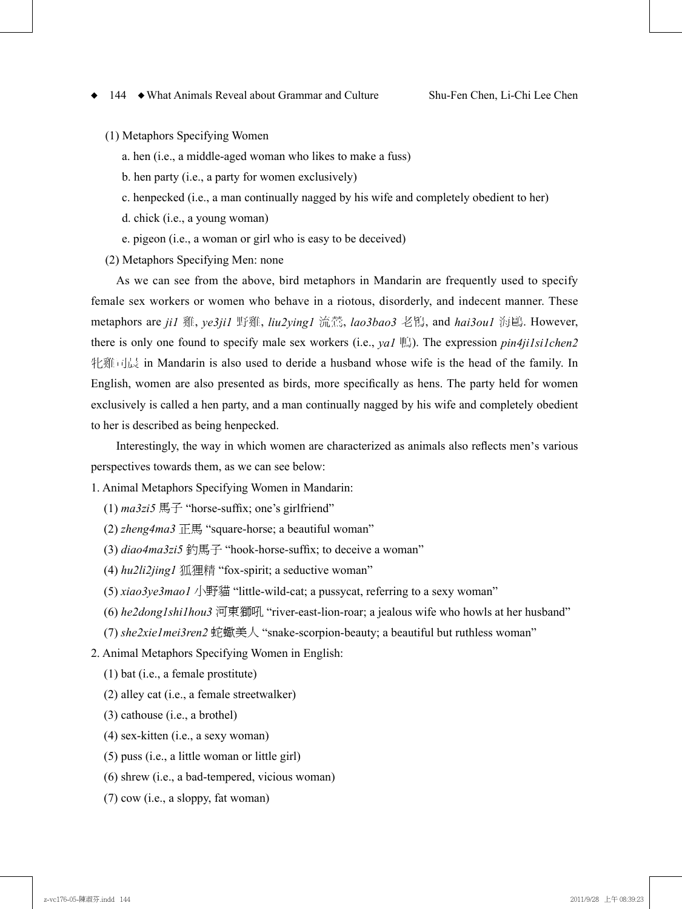(1) Metaphors Specifying Women

a. hen (i.e., a middle-aged woman who likes to make a fuss)

b. hen party (i.e., a party for women exclusively)

c. henpecked (i.e., a man continually nagged by his wife and completely obedient to her)

d. chick (i.e., a young woman)

e. pigeon (i.e., a woman or girl who is easy to be deceived)

(2) Metaphors Specifying Men: none

As we can see from the above, bird metaphors in Mandarin are frequently used to specify female sex workers or women who behave in a riotous, disorderly, and indecent manner. These metaphors are *ji1* 雞, *ye3ji1* 野雞, *liu2ying1* 流鶯, *lao3bao3* 老鴇, and *hai3ou1* 海鷗. However, there is only one found to specify male sex workers (i.e., *ya1* 鴨). The expression *pin4ji1si1chen2* 牝雞司晨 in Mandarin is also used to deride a husband whose wife is the head of the family. In English, women are also presented as birds, more specifically as hens. The party held for women exclusively is called a hen party, and a man continually nagged by his wife and completely obedient to her is described as being henpecked.

Interestingly, the way in which women are characterized as animals also reflects men's various perspectives towards them, as we can see below:

1. Animal Metaphors Specifying Women in Mandarin:

(1) *ma3zi5* 馬子 "horse-suffix; one's girlfriend"

(2) *zheng4ma3* 正馬 "square-horse; a beautiful woman"

(3) *diao4ma3zi5* 釣馬子 "hook-horse-suffix; to deceive a woman"

(4) *hu2li2jing1* 狐狸精 "fox-spirit; a seductive woman"

(5) *xiao3ye3mao1* 小野貓 "little-wild-cat; a pussycat, referring to a sexy woman"

(6) *he2dong1shi1hou3* 河東獅吼 "river-east-lion-roar; a jealous wife who howls at her husband"

(7) *she2xie1mei3ren2* 蛇蠍美人 "snake-scorpion-beauty; a beautiful but ruthless woman"

2. Animal Metaphors Specifying Women in English:

(1) bat (i.e., a female prostitute)

(2) alley cat (i.e., a female streetwalker)

(3) cathouse (i.e., a brothel)

(4) sex-kitten (i.e., a sexy woman)

(5) puss (i.e., a little woman or little girl)

(6) shrew (i.e., a bad-tempered, vicious woman)

(7) cow (i.e., a sloppy, fat woman)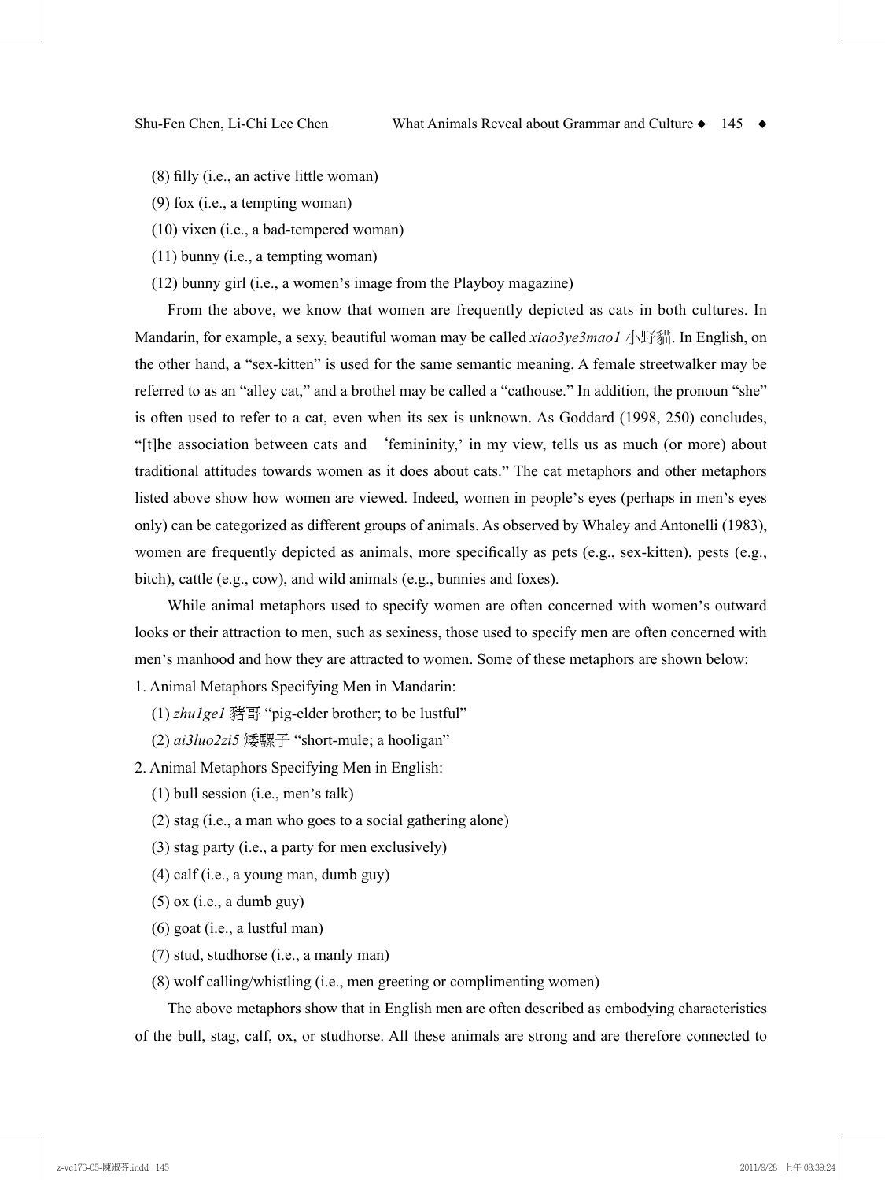(8) filly (i.e., an active little woman)

(9) fox (i.e., a tempting woman)

(10) vixen (i.e., a bad-tempered woman)

(11) bunny (i.e., a tempting woman)

(12) bunny girl (i.e., a women's image from the Playboy magazine)

From the above, we know that women are frequently depicted as cats in both cultures. In Mandarin, for example, a sexy, beautiful woman may be called *xiao3ye3mao1* 小野貓. In English, on the other hand, a "sex-kitten" is used for the same semantic meaning. A female streetwalker may be referred to as an "alley cat," and a brothel may be called a "cathouse." In addition, the pronoun "she" is often used to refer to a cat, even when its sex is unknown. As Goddard (1998, 250) concludes, "[t]he association between cats and 'femininity,' in my view, tells us as much (or more) about traditional attitudes towards women as it does about cats." The cat metaphors and other metaphors listed above show how women are viewed. Indeed, women in people's eyes (perhaps in men's eyes only) can be categorized as different groups of animals. As observed by Whaley and Antonelli (1983), women are frequently depicted as animals, more specifically as pets (e.g., sex-kitten), pests (e.g., bitch), cattle (e.g., cow), and wild animals (e.g., bunnies and foxes).

While animal metaphors used to specify women are often concerned with women's outward looks or their attraction to men, such as sexiness, those used to specify men are often concerned with men's manhood and how they are attracted to women. Some of these metaphors are shown below:

1. Animal Metaphors Specifying Men in Mandarin:

(1) *zhu1ge1* 豬哥 "pig-elder brother; to be lustful"

(2) *ai3luo2zi5* 矮騾子 "short-mule; a hooligan"

2. Animal Metaphors Specifying Men in English:

(1) bull session (i.e., men's talk)

(2) stag (i.e., a man who goes to a social gathering alone)

(3) stag party (i.e., a party for men exclusively)

(4) calf (i.e., a young man, dumb guy)

(5) ox (i.e., a dumb guy)

(6) goat (i.e., a lustful man)

(7) stud, studhorse (i.e., a manly man)

(8) wolf calling/whistling (i.e., men greeting or complimenting women)

The above metaphors show that in English men are often described as embodying characteristics of the bull, stag, calf, ox, or studhorse. All these animals are strong and are therefore connected to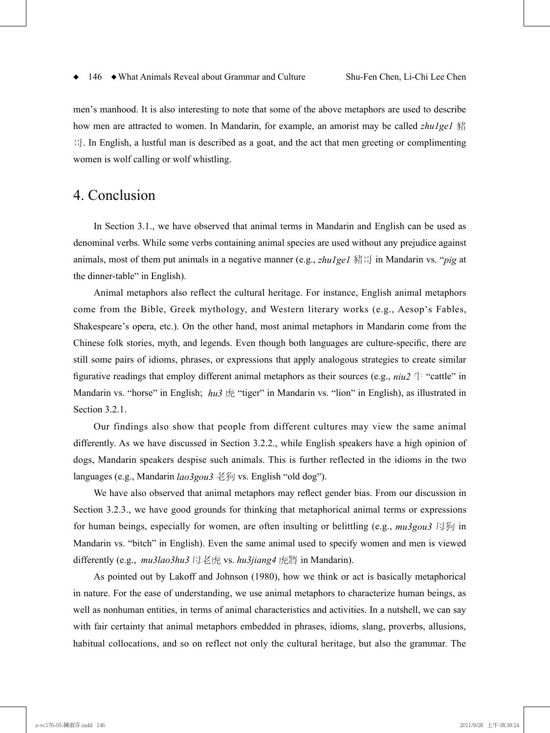men's manhood. It is also interesting to note that some of the above metaphors are used to describe how men are attracted to women. In Mandarin, for example, an amorist may be called *zhu1ge1* 豬哥. In English, a lustful man is described as a goat, and the act that men greeting or complimenting women is wolf calling or wolf whistling.

# 4. Conclusion

In Section 3.1., we have observed that animal terms in Mandarin and English can be used as denominal verbs. While some verbs containing animal species are used without any prejudice against animals, most of them put animals in a negative manner (e.g., *zhu1ge1* 豬哥 in Mandarin vs. "*pig* at the dinner-table" in English).

Animal metaphors also reflect the cultural heritage. For instance, English animal metaphors come from the Bible, Greek mythology, and Western literary works (e.g., Aesop's Fables, Shakespeare's opera, etc.). On the other hand, most animal metaphors in Mandarin come from the Chinese folk stories, myth, and legends. Even though both languages are culture-specific, there are still some pairs of idioms, phrases, or expressions that apply analogous strategies to create similar figurative readings that employ different animal metaphors as their sources (e.g., *niu2* 牛 "cattle" in Mandarin vs. "horse" in English; *hu3* 虎 "tiger" in Mandarin vs. "lion" in English), as illustrated in Section 3.2.1.

Our findings also show that people from different cultures may view the same animal differently. As we have discussed in Section 3.2.2., while English speakers have a high opinion of dogs, Mandarin speakers despise such animals. This is further reflected in the idioms in the two languages (e.g., Mandarin *lao3gou3* 老狗 vs. English "old dog").

We have also observed that animal metaphors may reflect gender bias. From our discussion in Section 3.2.3., we have good grounds for thinking that metaphorical animal terms or expressions for human beings, especially for women, are often insulting or belittling (e.g., *mu3gou3* 母狗 in Mandarin vs. "bitch" in English). Even the same animal used to specify women and men is viewed differently (e.g., *mu3lao3hu3* 母老虎 vs. *hu3jiang4* 虎將 in Mandarin).

As pointed out by Lakoff and Johnson (1980), how we think or act is basically metaphorical in nature. For the ease of understanding, we use animal metaphors to characterize human beings, as well as nonhuman entities, in terms of animal characteristics and activities. In a nutshell, we can say with fair certainty that animal metaphors embedded in phrases, idioms, slang, proverbs, allusions, habitual collocations, and so on reflect not only the cultural heritage, but also the grammar. The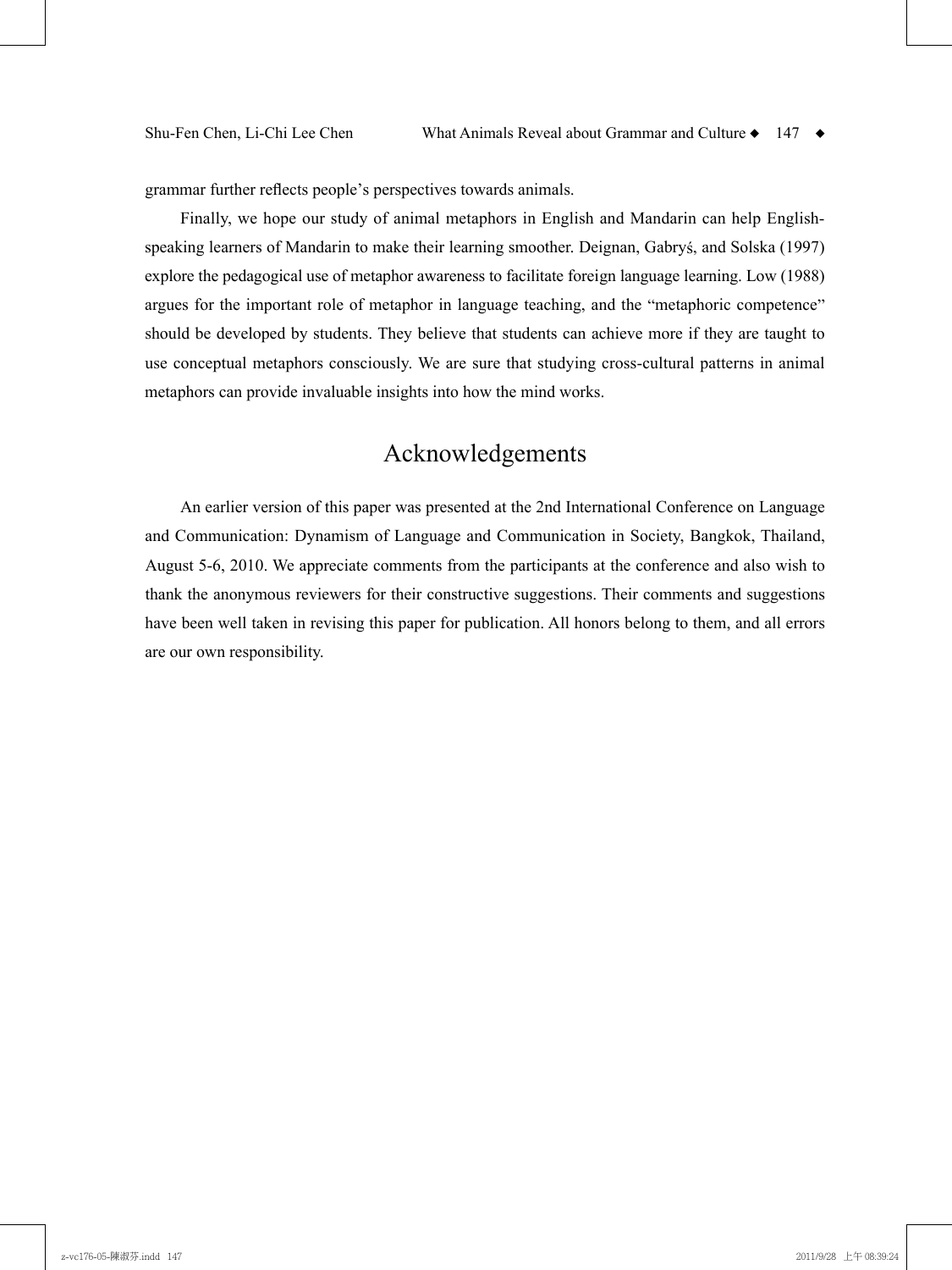grammar further reflects people's perspectives towards animals.

Finally, we hope our study of animal metaphors in English and Mandarin can help English-speaking learners of Mandarin to make their learning smoother. Deignan, Gabryś, and Solska (1997) explore the pedagogical use of metaphor awareness to facilitate foreign language learning. Low (1988) argues for the important role of metaphor in language teaching, and the "metaphoric competence" should be developed by students. They believe that students can achieve more if they are taught to use conceptual metaphors consciously. We are sure that studying cross-cultural patterns in animal metaphors can provide invaluable insights into how the mind works.

# Acknowledgements

An earlier version of this paper was presented at the 2nd International Conference on Language and Communication: Dynamism of Language and Communication in Society, Bangkok, Thailand, August 5-6, 2010. We appreciate comments from the participants at the conference and also wish to thank the anonymous reviewers for their constructive suggestions. Their comments and suggestions have been well taken in revising this paper for publication. All honors belong to them, and all errors are our own responsibility.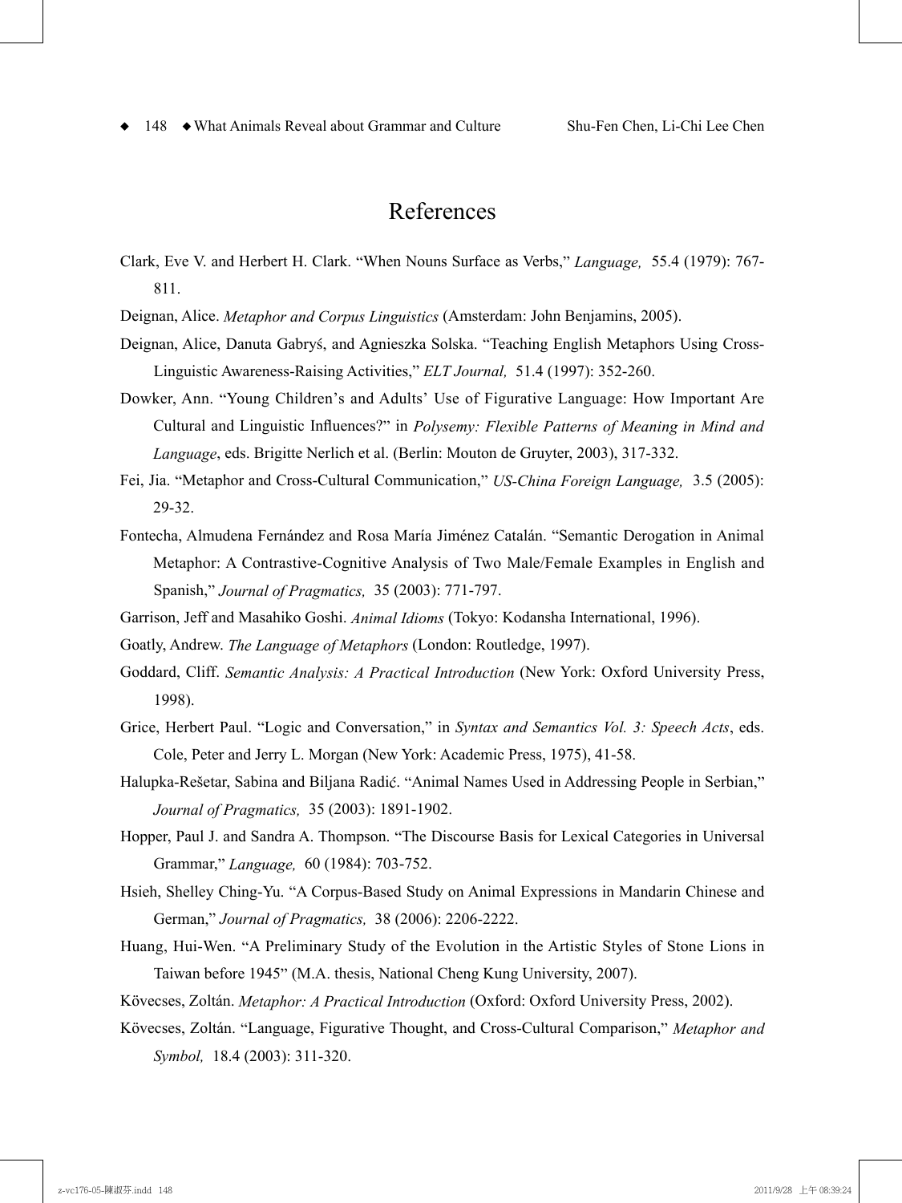# References

Clark, Eve V. and Herbert H. Clark. "When Nouns Surface as Verbs," *Language,* 55.4 (1979): 767-811.

Deignan, Alice. *Metaphor and Corpus Linguistics* (Amsterdam: John Benjamins, 2005).

Deignan, Alice, Danuta Gabryś, and Agnieszka Solska. "Teaching English Metaphors Using Cross-Linguistic Awareness-Raising Activities," *ELT Journal,* 51.4 (1997): 352-260.

Dowker, Ann. "Young Children's and Adults' Use of Figurative Language: How Important Are Cultural and Linguistic Influences?" in *Polysemy: Flexible Patterns of Meaning in Mind and Language*, eds. Brigitte Nerlich et al. (Berlin: Mouton de Gruyter, 2003), 317-332.

Fei, Jia. "Metaphor and Cross-Cultural Communication," *US-China Foreign Language,* 3.5 (2005): 29-32.

Fontecha, Almudena Fernández and Rosa María Jiménez Catalán. "Semantic Derogation in Animal Metaphor: A Contrastive-Cognitive Analysis of Two Male/Female Examples in English and Spanish," *Journal of Pragmatics,* 35 (2003): 771-797.

Garrison, Jeff and Masahiko Goshi. *Animal Idioms* (Tokyo: Kodansha International, 1996).

Goatly, Andrew. *The Language of Metaphors* (London: Routledge, 1997).

Goddard, Cliff. *Semantic Analysis: A Practical Introduction* (New York: Oxford University Press, 1998).

Grice, Herbert Paul. "Logic and Conversation," in *Syntax and Semantics Vol. 3: Speech Acts*, eds. Cole, Peter and Jerry L. Morgan (New York: Academic Press, 1975), 41-58.

Halupka-Rešetar, Sabina and Biljana Radić. "Animal Names Used in Addressing People in Serbian," *Journal of Pragmatics,* 35 (2003): 1891-1902.

Hopper, Paul J. and Sandra A. Thompson. "The Discourse Basis for Lexical Categories in Universal Grammar," *Language,* 60 (1984): 703-752.

Hsieh, Shelley Ching-Yu. "A Corpus-Based Study on Animal Expressions in Mandarin Chinese and German," *Journal of Pragmatics,* 38 (2006): 2206-2222.

Huang, Hui-Wen. "A Preliminary Study of the Evolution in the Artistic Styles of Stone Lions in Taiwan before 1945" (M.A. thesis, National Cheng Kung University, 2007).

Kövecses, Zoltán. *Metaphor: A Practical Introduction* (Oxford: Oxford University Press, 2002).

Kövecses, Zoltán. "Language, Figurative Thought, and Cross-Cultural Comparison," *Metaphor and Symbol,* 18.4 (2003): 311-320.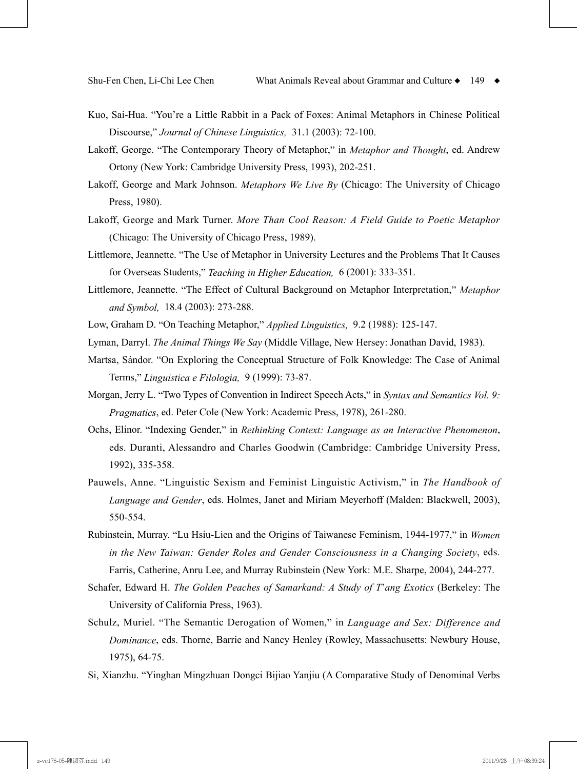Kuo, Sai-Hua. "You're a Little Rabbit in a Pack of Foxes: Animal Metaphors in Chinese Political Discourse," *Journal of Chinese Linguistics,* 31.1 (2003): 72-100.

Lakoff, George. "The Contemporary Theory of Metaphor," in *Metaphor and Thought*, ed. Andrew Ortony (New York: Cambridge University Press, 1993), 202-251.

Lakoff, George and Mark Johnson. *Metaphors We Live By* (Chicago: The University of Chicago Press, 1980).

Lakoff, George and Mark Turner. *More Than Cool Reason: A Field Guide to Poetic Metaphor* (Chicago: The University of Chicago Press, 1989).

Littlemore, Jeannette. "The Use of Metaphor in University Lectures and the Problems That It Causes for Overseas Students," *Teaching in Higher Education,* 6 (2001): 333-351.

Littlemore, Jeannette. "The Effect of Cultural Background on Metaphor Interpretation," *Metaphor and Symbol,* 18.4 (2003): 273-288.

Low, Graham D. "On Teaching Metaphor," *Applied Linguistics,* 9.2 (1988): 125-147.

Lyman, Darryl. *The Animal Things We Say* (Middle Village, New Hersey: Jonathan David, 1983).

Martsa, Sándor. "On Exploring the Conceptual Structure of Folk Knowledge: The Case of Animal Terms," *Linguistica e Filologia,* 9 (1999): 73-87.

Morgan, Jerry L. "Two Types of Convention in Indirect Speech Acts," in *Syntax and Semantics Vol. 9: Pragmatics*, ed. Peter Cole (New York: Academic Press, 1978), 261-280.

Ochs, Elinor. "Indexing Gender," in *Rethinking Context: Language as an Interactive Phenomenon*, eds. Duranti, Alessandro and Charles Goodwin (Cambridge: Cambridge University Press, 1992), 335-358.

Pauwels, Anne. "Linguistic Sexism and Feminist Linguistic Activism," in *The Handbook of Language and Gender*, eds. Holmes, Janet and Miriam Meyerhoff (Malden: Blackwell, 2003), 550-554.

Rubinstein, Murray. "Lu Hsiu-Lien and the Origins of Taiwanese Feminism, 1944-1977," in *Women in the New Taiwan: Gender Roles and Gender Consciousness in a Changing Society*, eds. Farris, Catherine, Anru Lee, and Murray Rubinstein (New York: M.E. Sharpe, 2004), 244-277.

Schafer, Edward H. *The Golden Peaches of Samarkand: A Study of T'ang Exotics* (Berkeley: The University of California Press, 1963).

Schulz, Muriel. "The Semantic Derogation of Women," in *Language and Sex: Difference and Dominance*, eds. Thorne, Barrie and Nancy Henley (Rowley, Massachusetts: Newbury House, 1975), 64-75.

Si, Xianzhu. "Yinghan Mingzhuan Dongci Bijiao Yanjiu (A Comparative Study of Denominal Verbs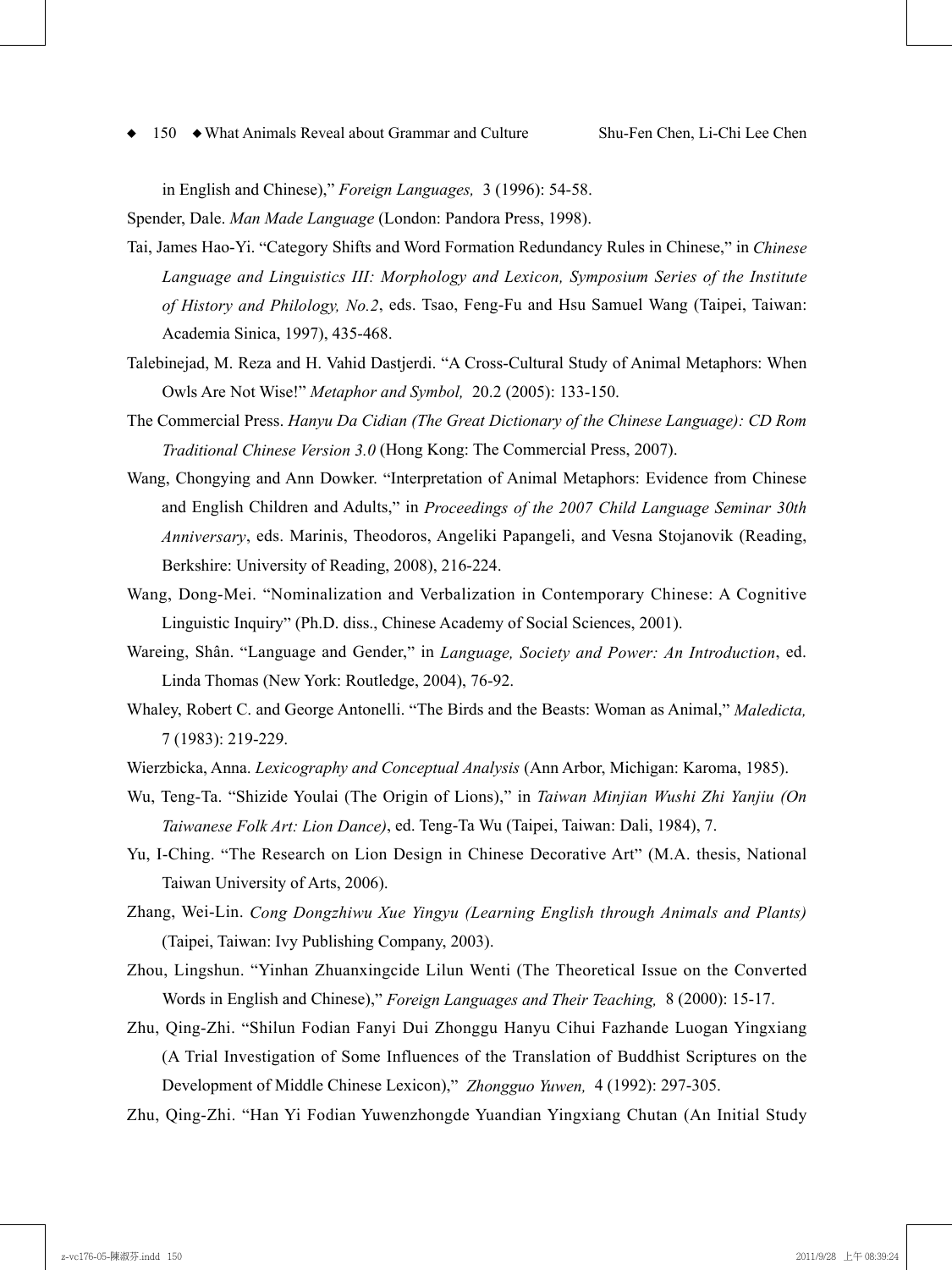in English and Chinese)," *Foreign Languages,* 3 (1996): 54-58.

Spender, Dale. *Man Made Language* (London: Pandora Press, 1998).

Tai, James Hao-Yi. "Category Shifts and Word Formation Redundancy Rules in Chinese," in *Chinese Language and Linguistics III: Morphology and Lexicon, Symposium Series of the Institute of History and Philology, No.2*, eds. Tsao, Feng-Fu and Hsu Samuel Wang (Taipei, Taiwan: Academia Sinica, 1997), 435-468.

Talebinejad, M. Reza and H. Vahid Dastjerdi. "A Cross-Cultural Study of Animal Metaphors: When Owls Are Not Wise!" *Metaphor and Symbol,* 20.2 (2005): 133-150.

The Commercial Press. *Hanyu Da Cidian (The Great Dictionary of the Chinese Language): CD Rom Traditional Chinese Version 3.0* (Hong Kong: The Commercial Press, 2007).

Wang, Chongying and Ann Dowker. "Interpretation of Animal Metaphors: Evidence from Chinese and English Children and Adults," in *Proceedings of the 2007 Child Language Seminar 30th Anniversary*, eds. Marinis, Theodoros, Angeliki Papangeli, and Vesna Stojanovik (Reading, Berkshire: University of Reading, 2008), 216-224.

Wang, Dong-Mei. "Nominalization and Verbalization in Contemporary Chinese: A Cognitive Linguistic Inquiry" (Ph.D. diss., Chinese Academy of Social Sciences, 2001).

Wareing, Shân. "Language and Gender," in *Language, Society and Power: An Introduction*, ed. Linda Thomas (New York: Routledge, 2004), 76-92.

Whaley, Robert C. and George Antonelli. "The Birds and the Beasts: Woman as Animal," *Maledicta,* 7 (1983): 219-229.

Wierzbicka, Anna. *Lexicography and Conceptual Analysis* (Ann Arbor, Michigan: Karoma, 1985).

Wu, Teng-Ta. "Shizide Youlai (The Origin of Lions)," in *Taiwan Minjian Wushi Zhi Yanjiu (On Taiwanese Folk Art: Lion Dance)*, ed. Teng-Ta Wu (Taipei, Taiwan: Dali, 1984), 7.

Yu, I-Ching. "The Research on Lion Design in Chinese Decorative Art" (M.A. thesis, National Taiwan University of Arts, 2006).

Zhang, Wei-Lin. *Cong Dongzhiwu Xue Yingyu (Learning English through Animals and Plants)* (Taipei, Taiwan: Ivy Publishing Company, 2003).

Zhou, Lingshun. "Yinhan Zhuanxingcide Lilun Wenti (The Theoretical Issue on the Converted Words in English and Chinese)," *Foreign Languages and Their Teaching,* 8 (2000): 15-17.

Zhu, Qing-Zhi. "Shilun Fodian Fanyi Dui Zhonggu Hanyu Cihui Fazhande Luogan Yingxiang (A Trial Investigation of Some Influences of the Translation of Buddhist Scriptures on the Development of Middle Chinese Lexicon)," *Zhongguo Yuwen,* 4 (1992): 297-305.

Zhu, Qing-Zhi. "Han Yi Fodian Yuwenzhongde Yuandian Yingxiang Chutan (An Initial Study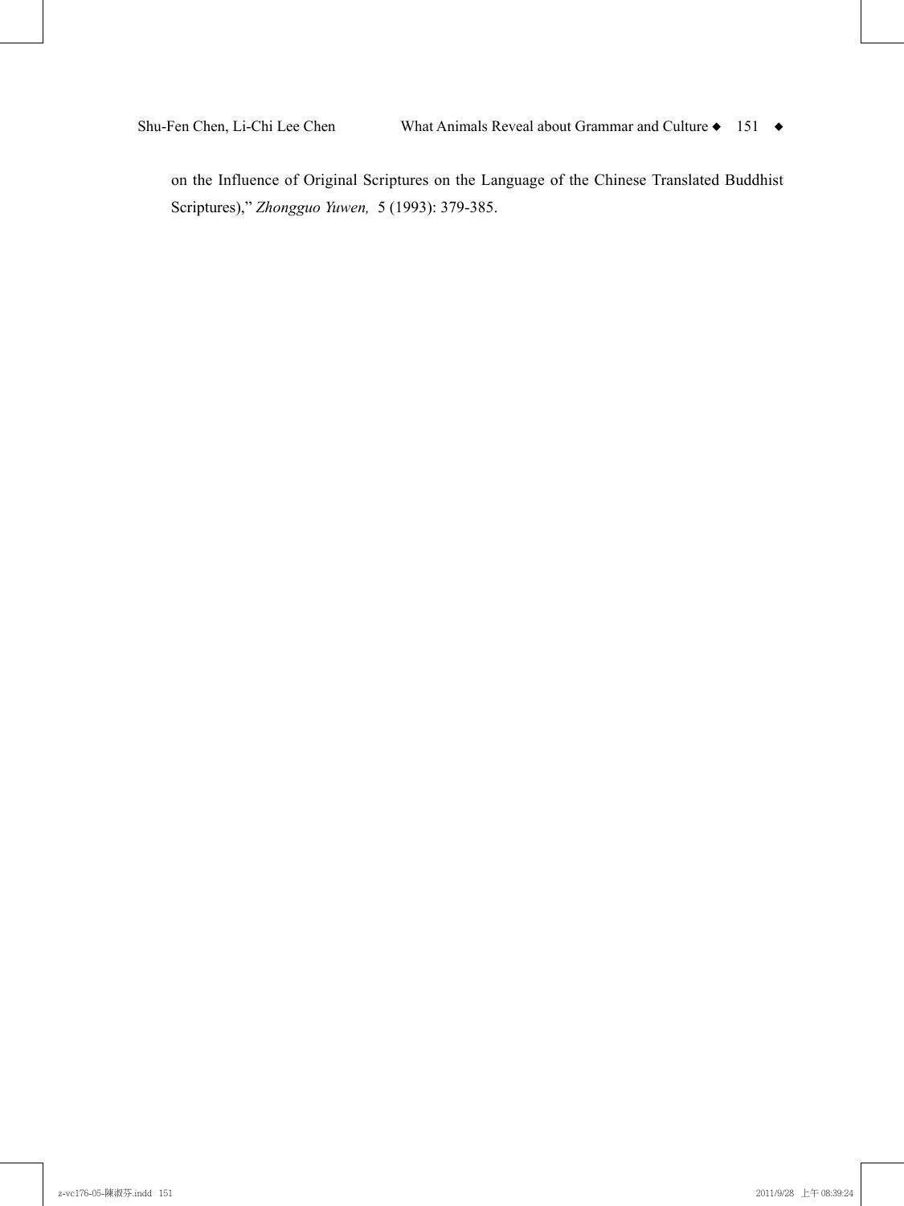on the Influence of Original Scriptures on the Language of the Chinese Translated Buddhist Scriptures)," *Zhongguo Yuwen,* 5 (1993): 379-385.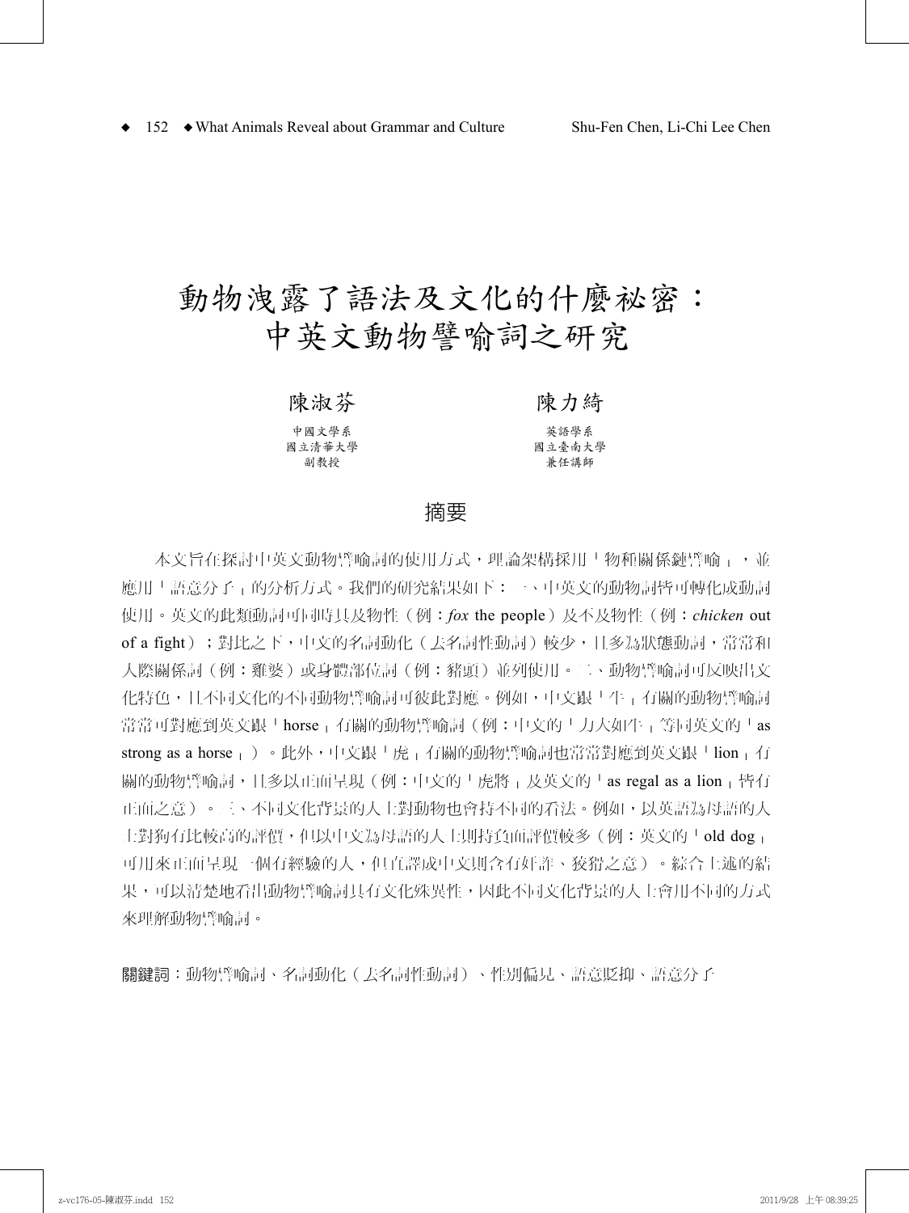# 動物洩露了語法及文化的什麼祕密：中英文動物譬喻詞之研究

陳淑芬

中國文學系
國立清華大學
副教授

陳力綺

英語學系
國立臺南大學
兼任講師

## 摘要

本文旨在探討中英文動物譬喻詞的使用方式，理論架構採用「物種關係鏈譬喻」，並應用「語意分子」的分析方式。我們的研究結果如下：一、中英文的動物詞皆可轉化成動詞使用。英文的此類動詞可同時具及物性（例：*fox* the people）及不及物性（例：*chicken* out of a fight）；對比之下，中文的名詞動化（去名詞性動詞）較少，且多為狀態動詞，常常和人際關係詞（例：雞婆）或身體部位詞（例：豬頭）並列使用。二、動物譬喻詞可反映出文化特色，且不同文化的不同動物譬喻詞可彼此對應。例如，中文跟「牛」有關的動物譬喻詞常常可對應到英文跟「horse」有關的動物譬喻詞（例：中文的「力大如牛」等同英文的「as strong as a horse」）。此外，中文跟「虎」有關的動物譬喻詞也常常對應到英文跟「lion」有關的動物譬喻詞，且多以正面呈現（例：中文的「虎將」及英文的「as regal as a lion」皆有正面之意）。三、不同文化背景的人士對動物也會持不同的看法。例如，以英語為母語的人士對狗有比較高的評價，但以中文為母語的人士則持負面評價較多（例：英文的「old dog」可用來正面呈現一個有經驗的人，但直譯成中文則含有奸詐、狡猾之意）。綜合上述的結果，可以清楚地看出動物譬喻詞具有文化殊異性，因此不同文化背景的人士會用不同的方式來理解動物譬喻詞。

關鍵詞：動物譬喻詞、名詞動化（去名詞性動詞）、性別偏見、語意貶抑、語意分子